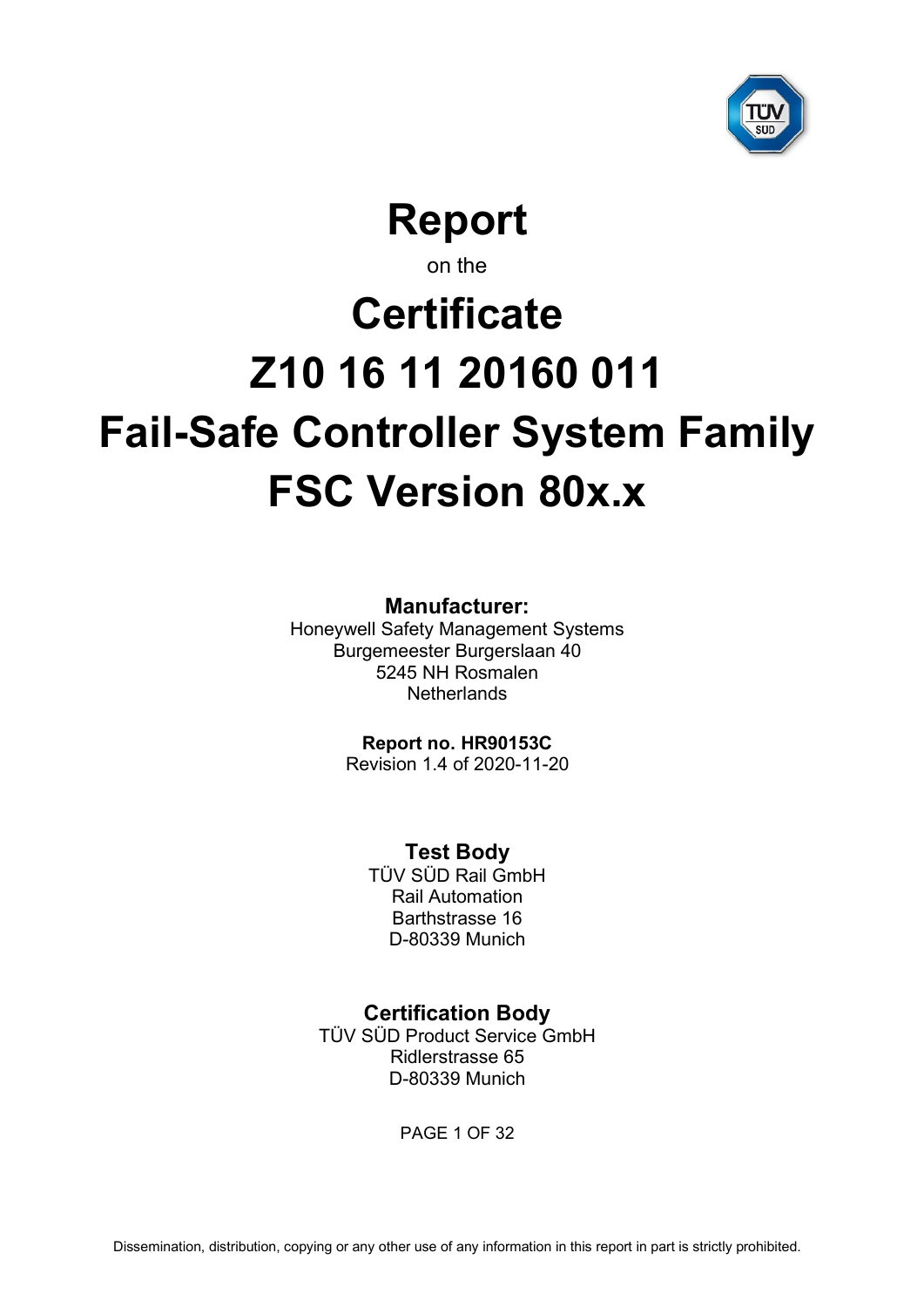# Report

on the

# Certificate

# Z10 16 11 20160 011

# Fail-Safe Controller System Family

# FSC Version 80x.x

**Manufacturer:**
Honeywell Safety Management Systems
Burgemeester Burgerslaan 40
5245 NH Rosmalen
Netherlands

**Report no. HR90153C**
Revision 1.4 of 2020-11-20

**Test Body**
TÜV SÜD Rail GmbH
Rail Automation
Barthstrasse 16
D-80339 Munich

**Certification Body**
TÜV SÜD Product Service GmbH
Ridlerstrasse 65
D-80339 Munich

Dissemination, distribution, copying or any other use of any information in this report in part is strictly prohibited.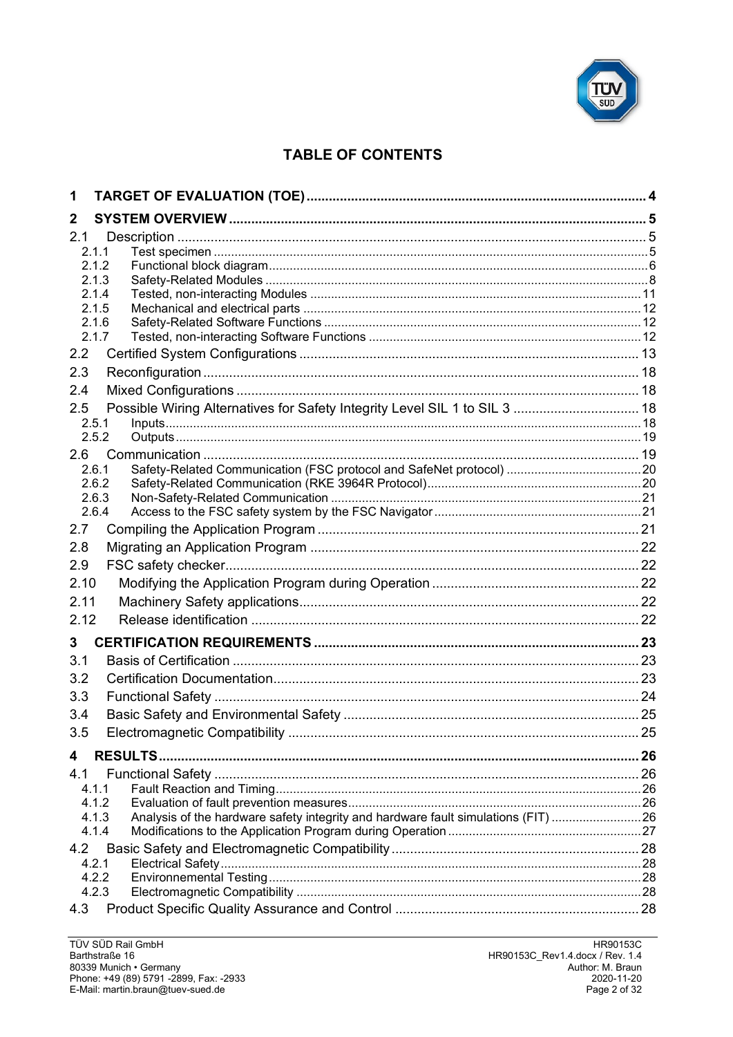## TABLE OF CONTENTS

**1 TARGET OF EVALUATION (TOE)** .... 4

**2 SYSTEM OVERVIEW** .... 5

- 2.1 Description .... 5
  - 2.1.1 Test specimen .... 5
  - 2.1.2 Functional block diagram .... 6
  - 2.1.3 Safety-Related Modules .... 8
  - 2.1.4 Tested, non-interacting Modules .... 11
  - 2.1.5 Mechanical and electrical parts .... 12
  - 2.1.6 Safety-Related Software Functions .... 12
  - 2.1.7 Tested, non-interacting Software Functions .... 12
- 2.2 Certified System Configurations .... 13
- 2.3 Reconfiguration .... 18
- 2.4 Mixed Configurations .... 18
- 2.5 Possible Wiring Alternatives for Safety Integrity Level SIL 1 to SIL 3 .... 18
  - 2.5.1 Inputs .... 18
  - 2.5.2 Outputs .... 19
- 2.6 Communication .... 19
  - 2.6.1 Safety-Related Communication (FSC protocol and SafeNet protocol) .... 20
  - 2.6.2 Safety-Related Communication (RKE 3964R Protocol) .... 20
  - 2.6.3 Non-Safety-Related Communication .... 21
  - 2.6.4 Access to the FSC safety system by the FSC Navigator .... 21
- 2.7 Compiling the Application Program .... 21
- 2.8 Migrating an Application Program .... 22
- 2.9 FSC safety checker .... 22
- 2.10 Modifying the Application Program during Operation .... 22
- 2.11 Machinery Safety applications .... 22
- 2.12 Release identification .... 22

**3 CERTIFICATION REQUIREMENTS** .... 23

- 3.1 Basis of Certification .... 23
- 3.2 Certification Documentation .... 23
- 3.3 Functional Safety .... 24
- 3.4 Basic Safety and Environmental Safety .... 25
- 3.5 Electromagnetic Compatibility .... 25

**4 RESULTS** .... 26

- 4.1 Functional Safety .... 26
  - 4.1.1 Fault Reaction and Timing .... 26
  - 4.1.2 Evaluation of fault prevention measures .... 26
  - 4.1.3 Analysis of the hardware safety integrity and hardware fault simulations (FIT) .... 26
  - 4.1.4 Modifications to the Application Program during Operation .... 27
- 4.2 Basic Safety and Electromagnetic Compatibility .... 28
  - 4.2.1 Electrical Safety .... 28
  - 4.2.2 Environnemental Testing .... 28
  - 4.2.3 Electromagnetic Compatibility .... 28
- 4.3 Product Specific Quality Assurance and Control .... 28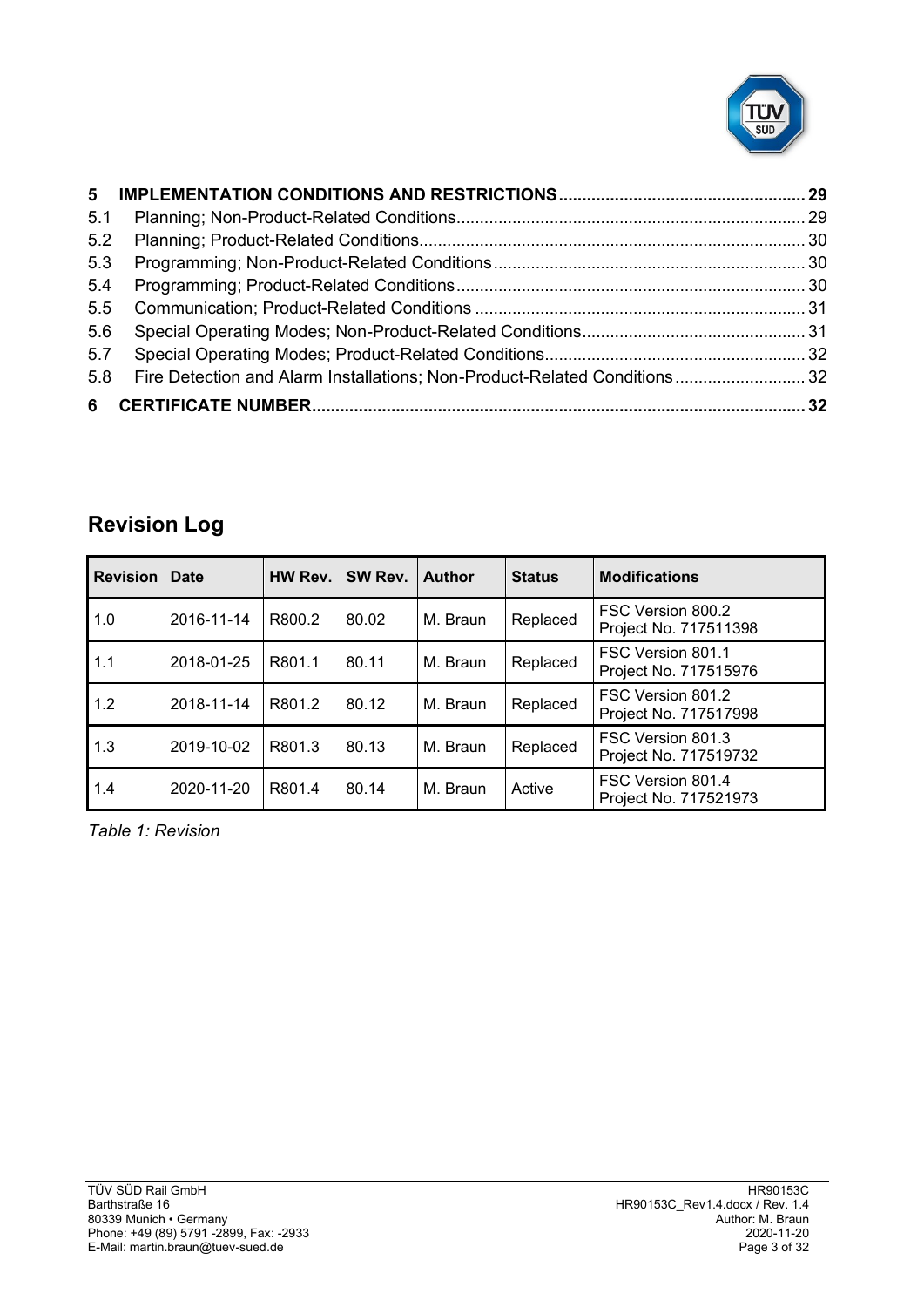**5 IMPLEMENTATION CONDITIONS AND RESTRICTIONS** .......... 29
5.1 Planning; Non-Product-Related Conditions .......... 29
5.2 Planning; Product-Related Conditions .......... 30
5.3 Programming; Non-Product-Related Conditions .......... 30
5.4 Programming; Product-Related Conditions .......... 30
5.5 Communication; Product-Related Conditions .......... 31
5.6 Special Operating Modes; Non-Product-Related Conditions .......... 31
5.7 Special Operating Modes; Product-Related Conditions .......... 32
5.8 Fire Detection and Alarm Installations; Non-Product-Related Conditions .......... 32
**6 CERTIFICATE NUMBER** .......... 32

## Revision Log

| Revision | Date | HW Rev. | SW Rev. | Author | Status | Modifications |
|---|---|---|---|---|---|---|
| 1.0 | 2016-11-14 | R800.2 | 80.02 | M. Braun | Replaced | FSC Version 800.2<br>Project No. 717511398 |
| 1.1 | 2018-01-25 | R801.1 | 80.11 | M. Braun | Replaced | FSC Version 801.1<br>Project No. 717515976 |
| 1.2 | 2018-11-14 | R801.2 | 80.12 | M. Braun | Replaced | FSC Version 801.2<br>Project No. 717517998 |
| 1.3 | 2019-10-02 | R801.3 | 80.13 | M. Braun | Replaced | FSC Version 801.3<br>Project No. 717519732 |
| 1.4 | 2020-11-20 | R801.4 | 80.14 | M. Braun | Active | FSC Version 801.4<br>Project No. 717521973 |

*Table 1: Revision*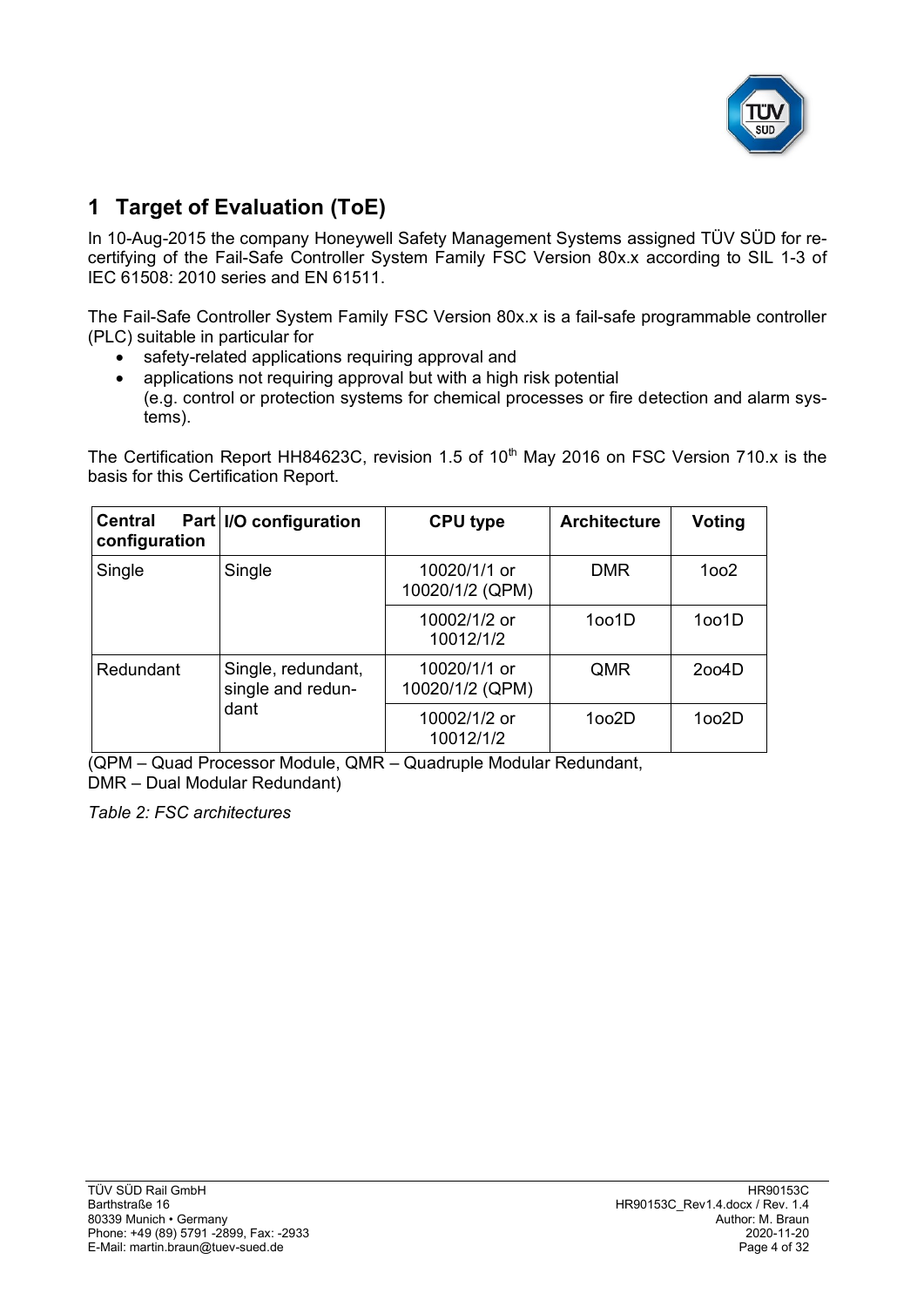# 1 Target of Evaluation (ToE)

In 10-Aug-2015 the company Honeywell Safety Management Systems assigned TÜV SÜD for re-certifying of the Fail-Safe Controller System Family FSC Version 80x.x according to SIL 1-3 of IEC 61508: 2010 series and EN 61511.

The Fail-Safe Controller System Family FSC Version 80x.x is a fail-safe programmable controller (PLC) suitable in particular for

- safety-related applications requiring approval and
- applications not requiring approval but with a high risk potential
  (e.g. control or protection systems for chemical processes or fire detection and alarm systems).

The Certification Report HH84623C, revision 1.5 of 10th May 2016 on FSC Version 710.x is the basis for this Certification Report.

| Central Part configuration | I/O configuration | CPU type | Architecture | Voting |
|---|---|---|---|---|
| Single | Single | 10020/1/1 or 10020/1/2 (QPM) | DMR | 1oo2 |
| | | 10002/1/2 or 10012/1/2 | 1oo1D | 1oo1D |
| Redundant | Single, redundant, single and redundant | 10020/1/1 or 10020/1/2 (QPM) | QMR | 2oo4D |
| | | 10002/1/2 or 10012/1/2 | 1oo2D | 1oo2D |

(QPM – Quad Processor Module, QMR – Quadruple Modular Redundant,
DMR – Dual Modular Redundant)

*Table 2: FSC architectures*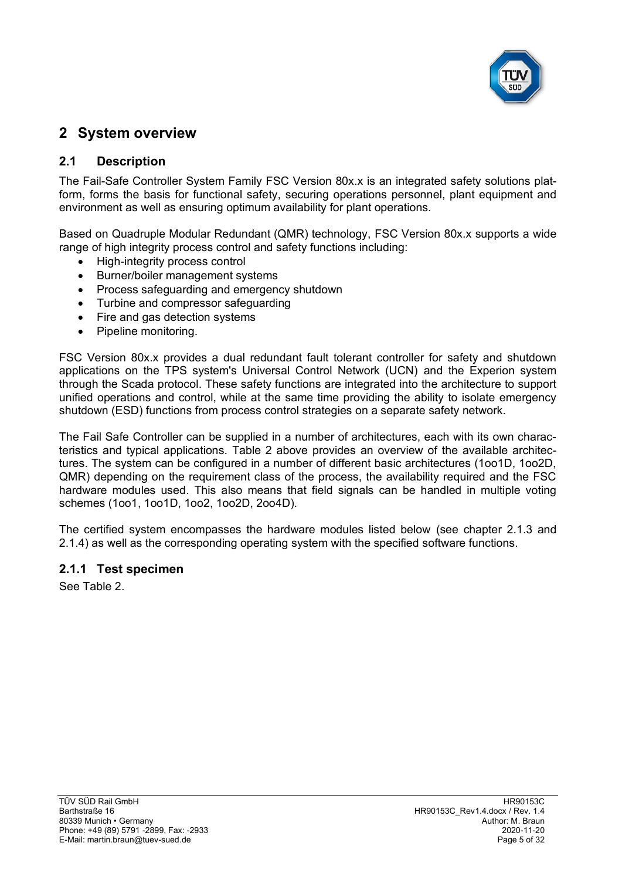# 2 System overview

## 2.1 Description

The Fail-Safe Controller System Family FSC Version 80x.x is an integrated safety solutions platform, forms the basis for functional safety, securing operations personnel, plant equipment and environment as well as ensuring optimum availability for plant operations.

Based on Quadruple Modular Redundant (QMR) technology, FSC Version 80x.x supports a wide range of high integrity process control and safety functions including:

- High-integrity process control
- Burner/boiler management systems
- Process safeguarding and emergency shutdown
- Turbine and compressor safeguarding
- Fire and gas detection systems
- Pipeline monitoring.

FSC Version 80x.x provides a dual redundant fault tolerant controller for safety and shutdown applications on the TPS system's Universal Control Network (UCN) and the Experion system through the Scada protocol. These safety functions are integrated into the architecture to support unified operations and control, while at the same time providing the ability to isolate emergency shutdown (ESD) functions from process control strategies on a separate safety network.

The Fail Safe Controller can be supplied in a number of architectures, each with its own characteristics and typical applications. Table 2 above provides an overview of the available architectures. The system can be configured in a number of different basic architectures (1oo1D, 1oo2D, QMR) depending on the requirement class of the process, the availability required and the FSC hardware modules used. This also means that field signals can be handled in multiple voting schemes (1oo1, 1oo1D, 1oo2, 1oo2D, 2oo4D).

The certified system encompasses the hardware modules listed below (see chapter 2.1.3 and 2.1.4) as well as the corresponding operating system with the specified software functions.

### 2.1.1 Test specimen

See Table 2.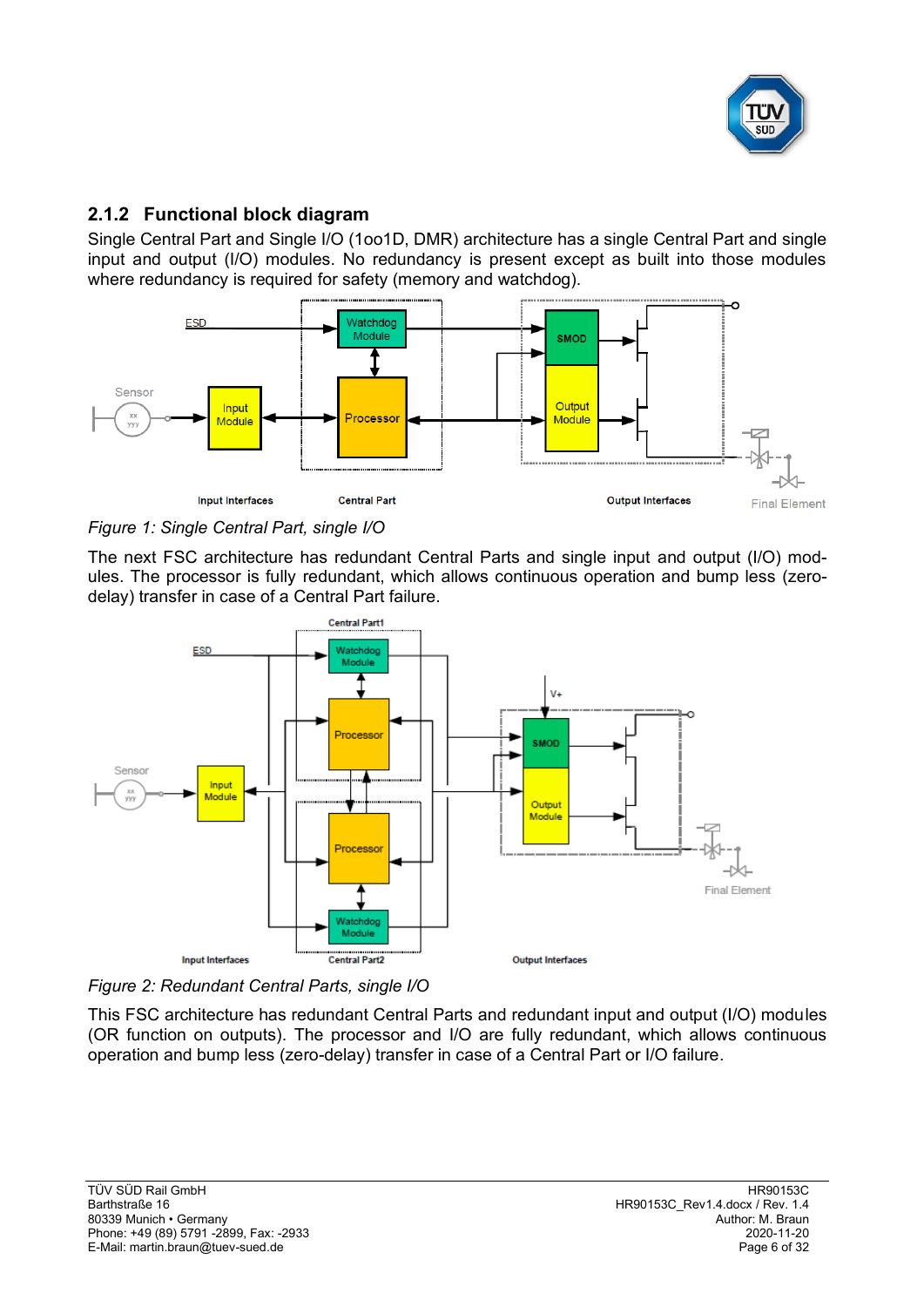### 2.1.2 Functional block diagram

Single Central Part and Single I/O (1oo1D, DMR) architecture has a single Central Part and single input and output (I/O) modules. No redundancy is present except as built into those modules where redundancy is required for safety (memory and watchdog).

*Figure 1: Single Central Part, single I/O*

The next FSC architecture has redundant Central Parts and single input and output (I/O) modules. The processor is fully redundant, which allows continuous operation and bump less (zero-delay) transfer in case of a Central Part failure.

*Figure 2: Redundant Central Parts, single I/O*

This FSC architecture has redundant Central Parts and redundant input and output (I/O) modules (OR function on outputs). The processor and I/O are fully redundant, which allows continuous operation and bump less (zero-delay) transfer in case of a Central Part or I/O failure.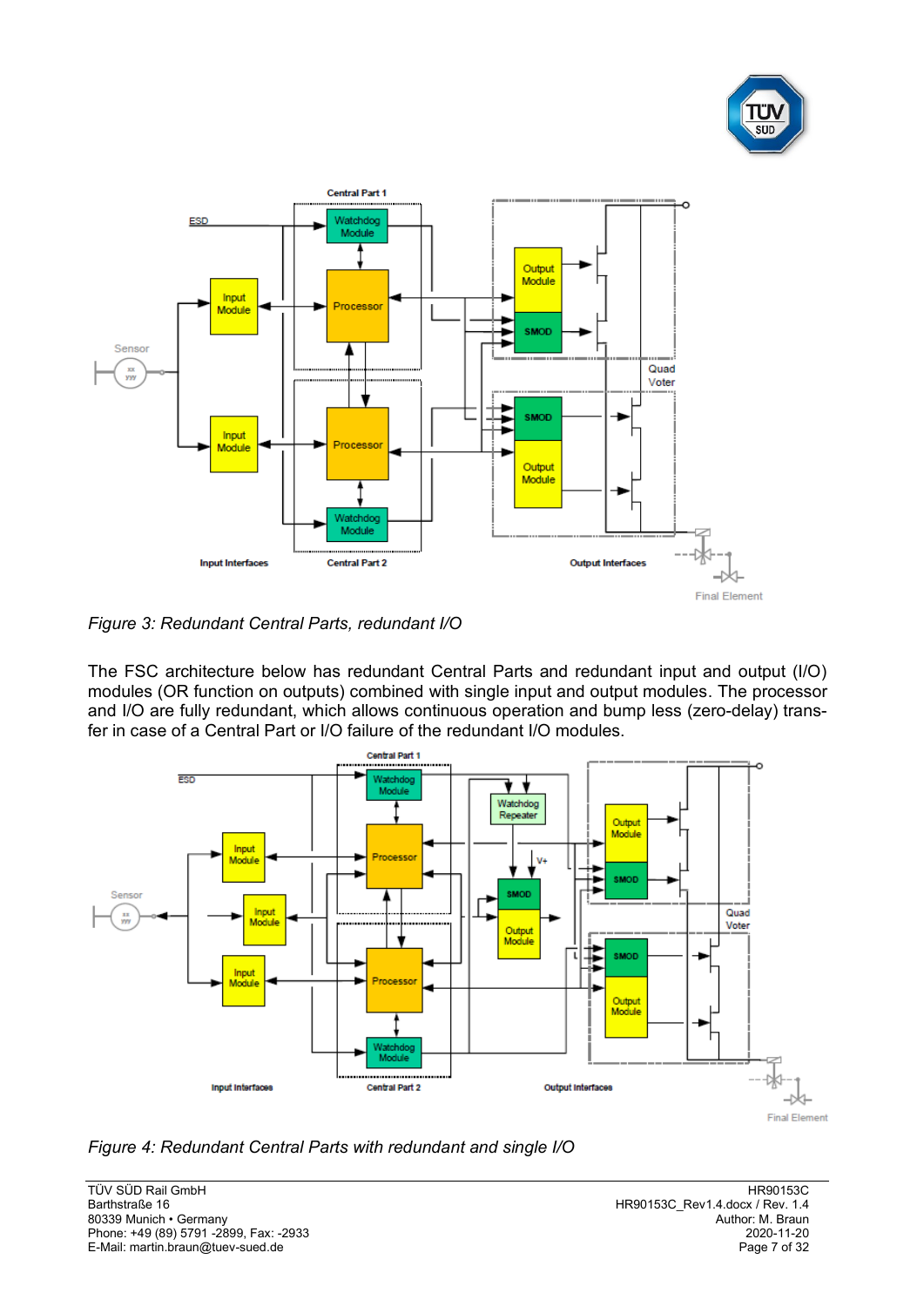*Figure 3: Redundant Central Parts, redundant I/O*

The FSC architecture below has redundant Central Parts and redundant input and output (I/O) modules (OR function on outputs) combined with single input and output modules. The processor and I/O are fully redundant, which allows continuous operation and bump less (zero-delay) transfer in case of a Central Part or I/O failure of the redundant I/O modules.

*Figure 4: Redundant Central Parts with redundant and single I/O*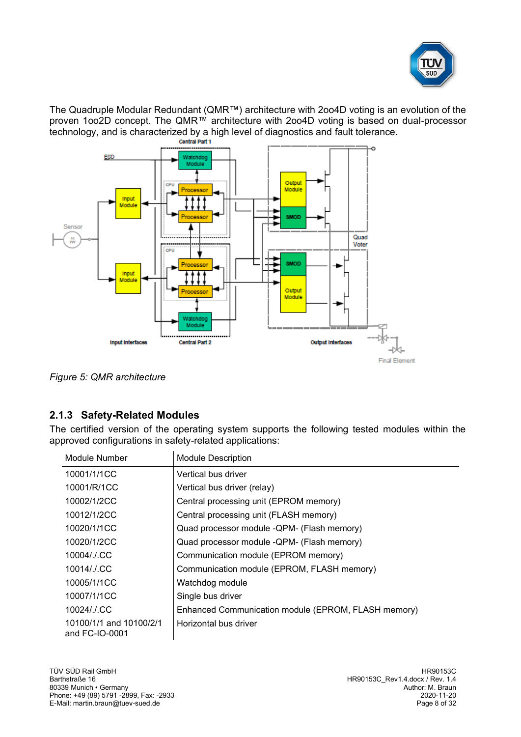The Quadruple Modular Redundant (QMR™) architecture with 2oo4D voting is an evolution of the proven 1oo2D concept. The QMR™ architecture with 2oo4D voting is based on dual-processor technology, and is characterized by a high level of diagnostics and fault tolerance.

*Figure 5: QMR architecture*

### 2.1.3 Safety-Related Modules

The certified version of the operating system supports the following tested modules within the approved configurations in safety-related applications:

| Module Number | Module Description |
|---|---|
| 10001/1/1CC | Vertical bus driver |
| 10001/R/1CC | Vertical bus driver (relay) |
| 10002/1/2CC | Central processing unit (EPROM memory) |
| 10012/1/2CC | Central processing unit (FLASH memory) |
| 10020/1/1CC | Quad processor module -QPM- (Flash memory) |
| 10020/1/2CC | Quad processor module -QPM- (Flash memory) |
| 10004/./.CC | Communication module (EPROM memory) |
| 10014/./.CC | Communication module (EPROM, FLASH memory) |
| 10005/1/1CC | Watchdog module |
| 10007/1/1CC | Single bus driver |
| 10024/./.CC | Enhanced Communication module (EPROM, FLASH memory) |
| 10100/1/1 and 10100/2/1 and FC-IO-0001 | Horizontal bus driver |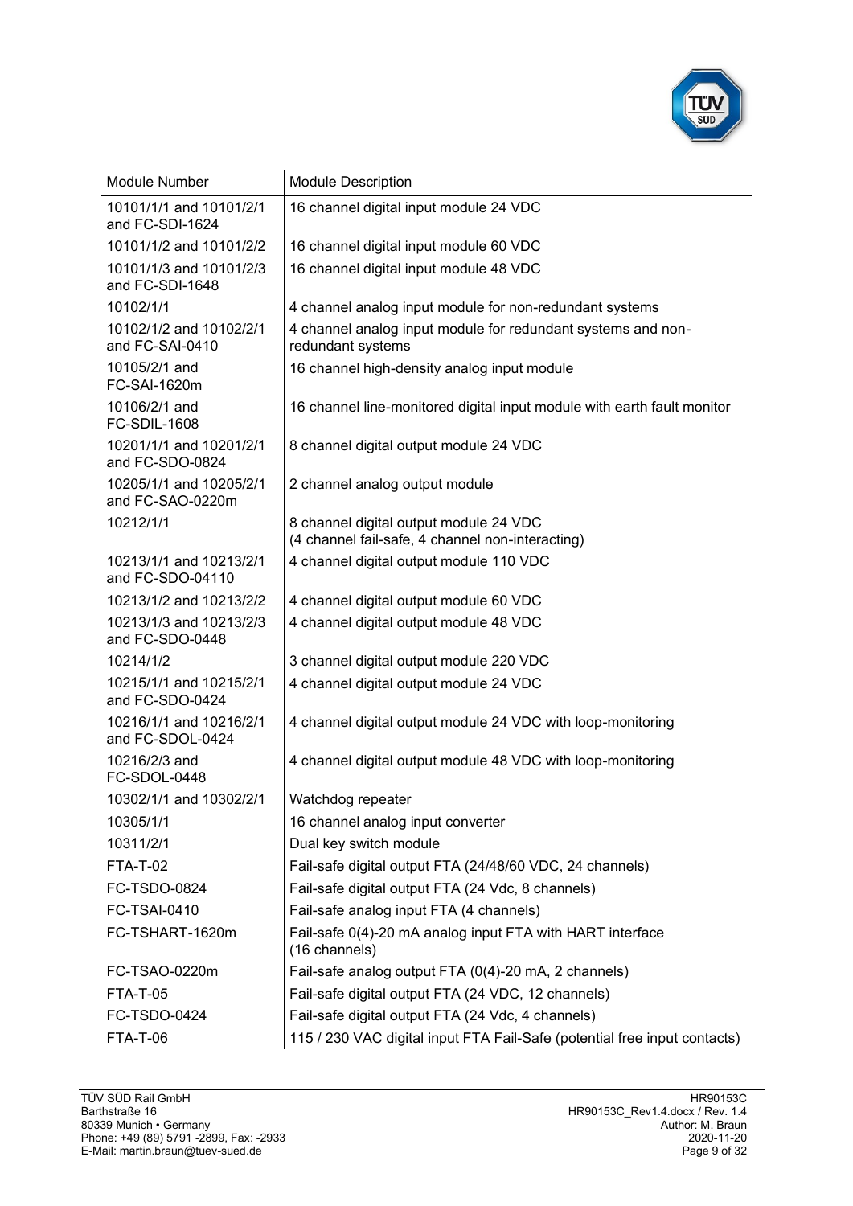| Module Number | Module Description |
|---|---|
| 10101/1/1 and 10101/2/1 and FC-SDI-1624 | 16 channel digital input module 24 VDC |
| 10101/1/2 and 10101/2/2 | 16 channel digital input module 60 VDC |
| 10101/1/3 and 10101/2/3 and FC-SDI-1648 | 16 channel digital input module 48 VDC |
| 10102/1/1 | 4 channel analog input module for non-redundant systems |
| 10102/1/2 and 10102/2/1 and FC-SAI-0410 | 4 channel analog input module for redundant systems and non-redundant systems |
| 10105/2/1 and FC-SAI-1620m | 16 channel high-density analog input module |
| 10106/2/1 and FC-SDIL-1608 | 16 channel line-monitored digital input module with earth fault monitor |
| 10201/1/1 and 10201/2/1 and FC-SDO-0824 | 8 channel digital output module 24 VDC |
| 10205/1/1 and 10205/2/1 and FC-SAO-0220m | 2 channel analog output module |
| 10212/1/1 | 8 channel digital output module 24 VDC (4 channel fail-safe, 4 channel non-interacting) |
| 10213/1/1 and 10213/2/1 and FC-SDO-04110 | 4 channel digital output module 110 VDC |
| 10213/1/2 and 10213/2/2 | 4 channel digital output module 60 VDC |
| 10213/1/3 and 10213/2/3 and FC-SDO-0448 | 4 channel digital output module 48 VDC |
| 10214/1/2 | 3 channel digital output module 220 VDC |
| 10215/1/1 and 10215/2/1 and FC-SDO-0424 | 4 channel digital output module 24 VDC |
| 10216/1/1 and 10216/2/1 and FC-SDOL-0424 | 4 channel digital output module 24 VDC with loop-monitoring |
| 10216/2/3 and FC-SDOL-0448 | 4 channel digital output module 48 VDC with loop-monitoring |
| 10302/1/1 and 10302/2/1 | Watchdog repeater |
| 10305/1/1 | 16 channel analog input converter |
| 10311/2/1 | Dual key switch module |
| FTA-T-02 | Fail-safe digital output FTA (24/48/60 VDC, 24 channels) |
| FC-TSDO-0824 | Fail-safe digital output FTA (24 Vdc, 8 channels) |
| FC-TSAI-0410 | Fail-safe analog input FTA (4 channels) |
| FC-TSHART-1620m | Fail-safe 0(4)-20 mA analog input FTA with HART interface (16 channels) |
| FC-TSAO-0220m | Fail-safe analog output FTA (0(4)-20 mA, 2 channels) |
| FTA-T-05 | Fail-safe digital output FTA (24 VDC, 12 channels) |
| FC-TSDO-0424 | Fail-safe digital output FTA (24 Vdc, 4 channels) |
| FTA-T-06 | 115 / 230 VAC digital input FTA Fail-Safe (potential free input contacts) |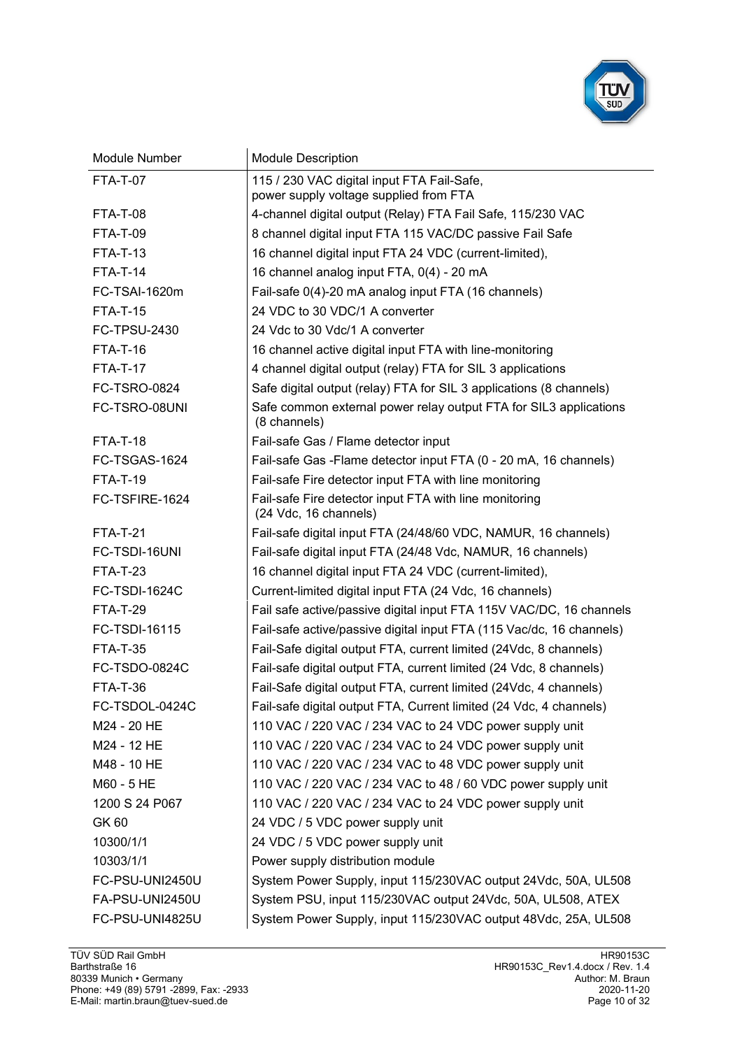| Module Number | Module Description |
|---|---|
| FTA-T-07 | 115 / 230 VAC digital input FTA Fail-Safe, power supply voltage supplied from FTA |
| FTA-T-08 | 4-channel digital output (Relay) FTA Fail Safe, 115/230 VAC |
| FTA-T-09 | 8 channel digital input FTA 115 VAC/DC passive Fail Safe |
| FTA-T-13 | 16 channel digital input FTA 24 VDC (current-limited), |
| FTA-T-14 | 16 channel analog input FTA, 0(4) - 20 mA |
| FC-TSAI-1620m | Fail-safe 0(4)-20 mA analog input FTA (16 channels) |
| FTA-T-15 | 24 VDC to 30 VDC/1 A converter |
| FC-TPSU-2430 | 24 Vdc to 30 Vdc/1 A converter |
| FTA-T-16 | 16 channel active digital input FTA with line-monitoring |
| FTA-T-17 | 4 channel digital output (relay) FTA for SIL 3 applications |
| FC-TSRO-0824 | Safe digital output (relay) FTA for SIL 3 applications (8 channels) |
| FC-TSRO-08UNI | Safe common external power relay output FTA for SIL3 applications (8 channels) |
| FTA-T-18 | Fail-safe Gas / Flame detector input |
| FC-TSGAS-1624 | Fail-safe Gas -Flame detector input FTA (0 - 20 mA, 16 channels) |
| FTA-T-19 | Fail-safe Fire detector input FTA with line monitoring |
| FC-TSFIRE-1624 | Fail-safe Fire detector input FTA with line monitoring (24 Vdc, 16 channels) |
| FTA-T-21 | Fail-safe digital input FTA (24/48/60 VDC, NAMUR, 16 channels) |
| FC-TSDI-16UNI | Fail-safe digital input FTA (24/48 Vdc, NAMUR, 16 channels) |
| FTA-T-23 | 16 channel digital input FTA 24 VDC (current-limited), |
| FC-TSDI-1624C | Current-limited digital input FTA (24 Vdc, 16 channels) |
| FTA-T-29 | Fail safe active/passive digital input FTA 115V VAC/DC, 16 channels |
| FC-TSDI-16115 | Fail-safe active/passive digital input FTA (115 Vac/dc, 16 channels) |
| FTA-T-35 | Fail-Safe digital output FTA, current limited (24Vdc, 8 channels) |
| FC-TSDO-0824C | Fail-safe digital output FTA, current limited (24 Vdc, 8 channels) |
| FTA-T-36 | Fail-Safe digital output FTA, current limited (24Vdc, 4 channels) |
| FC-TSDOL-0424C | Fail-safe digital output FTA, Current limited (24 Vdc, 4 channels) |
| M24 - 20 HE | 110 VAC / 220 VAC / 234 VAC to 24 VDC power supply unit |
| M24 - 12 HE | 110 VAC / 220 VAC / 234 VAC to 24 VDC power supply unit |
| M48 - 10 HE | 110 VAC / 220 VAC / 234 VAC to 48 VDC power supply unit |
| M60 - 5 HE | 110 VAC / 220 VAC / 234 VAC to 48 / 60 VDC power supply unit |
| 1200 S 24 P067 | 110 VAC / 220 VAC / 234 VAC to 24 VDC power supply unit |
| GK 60 | 24 VDC / 5 VDC power supply unit |
| 10300/1/1 | 24 VDC / 5 VDC power supply unit |
| 10303/1/1 | Power supply distribution module |
| FC-PSU-UNI2450U | System Power Supply, input 115/230VAC output 24Vdc, 50A, UL508 |
| FA-PSU-UNI2450U | System PSU, input 115/230VAC output 24Vdc, 50A, UL508, ATEX |
| FC-PSU-UNI4825U | System Power Supply, input 115/230VAC output 48Vdc, 25A, UL508 |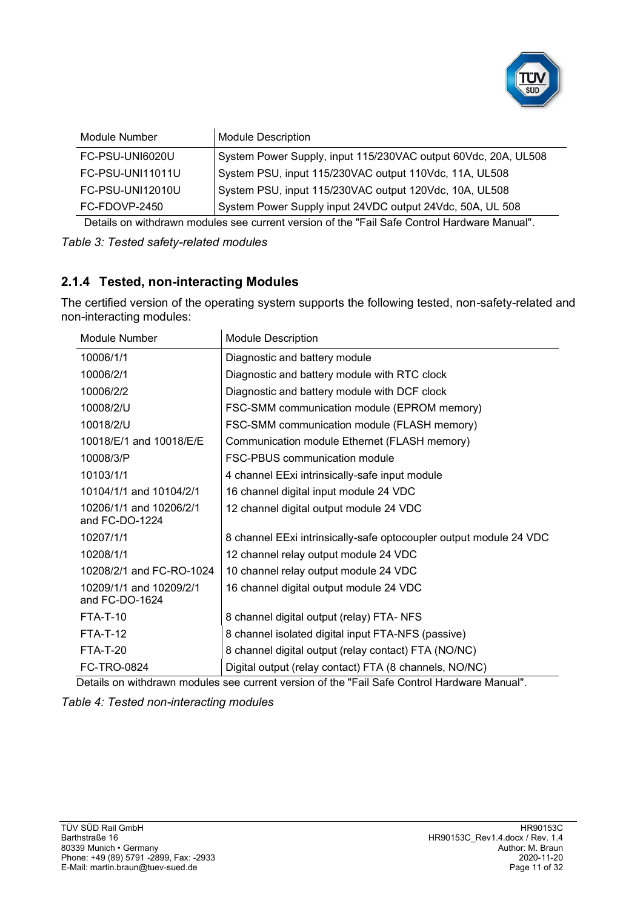| Module Number | Module Description |
|---|---|
| FC-PSU-UNI6020U | System Power Supply, input 115/230VAC output 60Vdc, 20A, UL508 |
| FC-PSU-UNI11011U | System PSU, input 115/230VAC output 110Vdc, 11A, UL508 |
| FC-PSU-UNI12010U | System PSU, input 115/230VAC output 120Vdc, 10A, UL508 |
| FC-FDOVP-2450 | System Power Supply input 24VDC output 24Vdc, 50A, UL 508 |

Details on withdrawn modules see current version of the "Fail Safe Control Hardware Manual".

*Table 3: Tested safety-related modules*

### 2.1.4 Tested, non-interacting Modules

The certified version of the operating system supports the following tested, non-safety-related and non-interacting modules:

| Module Number | Module Description |
|---|---|
| 10006/1/1 | Diagnostic and battery module |
| 10006/2/1 | Diagnostic and battery module with RTC clock |
| 10006/2/2 | Diagnostic and battery module with DCF clock |
| 10008/2/U | FSC-SMM communication module (EPROM memory) |
| 10018/2/U | FSC-SMM communication module (FLASH memory) |
| 10018/E/1 and 10018/E/E | Communication module Ethernet (FLASH memory) |
| 10008/3/P | FSC-PBUS communication module |
| 10103/1/1 | 4 channel EExi intrinsically-safe input module |
| 10104/1/1 and 10104/2/1 | 16 channel digital input module 24 VDC |
| 10206/1/1 and 10206/2/1 and FC-DO-1224 | 12 channel digital output module 24 VDC |
| 10207/1/1 | 8 channel EExi intrinsically-safe optocoupler output module 24 VDC |
| 10208/1/1 | 12 channel relay output module 24 VDC |
| 10208/2/1 and FC-RO-1024 | 10 channel relay output module 24 VDC |
| 10209/1/1 and 10209/2/1 and FC-DO-1624 | 16 channel digital output module 24 VDC |
| FTA-T-10 | 8 channel digital output (relay) FTA- NFS |
| FTA-T-12 | 8 channel isolated digital input FTA-NFS (passive) |
| FTA-T-20 | 8 channel digital output (relay contact) FTA (NO/NC) |
| FC-TRO-0824 | Digital output (relay contact) FTA (8 channels, NO/NC) |

Details on withdrawn modules see current version of the "Fail Safe Control Hardware Manual".

*Table 4: Tested non-interacting modules*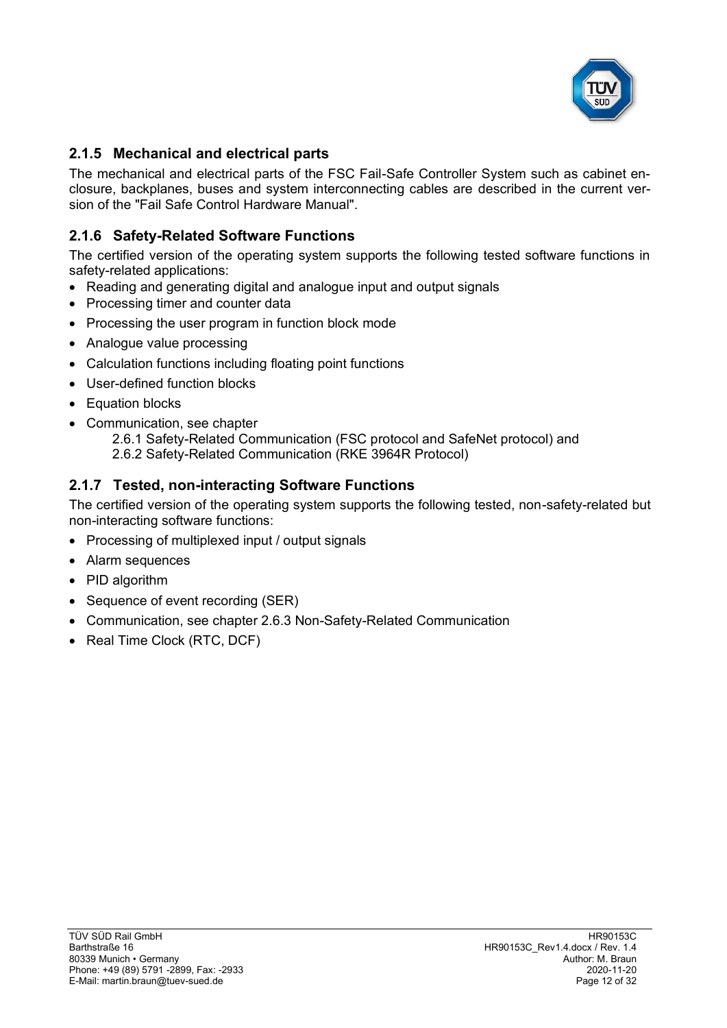### 2.1.5 Mechanical and electrical parts

The mechanical and electrical parts of the FSC Fail-Safe Controller System such as cabinet enclosure, backplanes, buses and system interconnecting cables are described in the current version of the "Fail Safe Control Hardware Manual".

### 2.1.6 Safety-Related Software Functions

The certified version of the operating system supports the following tested software functions in safety-related applications:

- Reading and generating digital and analogue input and output signals
- Processing timer and counter data
- Processing the user program in function block mode
- Analogue value processing
- Calculation functions including floating point functions
- User-defined function blocks
- Equation blocks
- Communication, see chapter
  2.6.1 Safety-Related Communication (FSC protocol and SafeNet protocol) and
  2.6.2 Safety-Related Communication (RKE 3964R Protocol)

### 2.1.7 Tested, non-interacting Software Functions

The certified version of the operating system supports the following tested, non-safety-related but non-interacting software functions:

- Processing of multiplexed input / output signals
- Alarm sequences
- PID algorithm
- Sequence of event recording (SER)
- Communication, see chapter 2.6.3 Non-Safety-Related Communication
- Real Time Clock (RTC, DCF)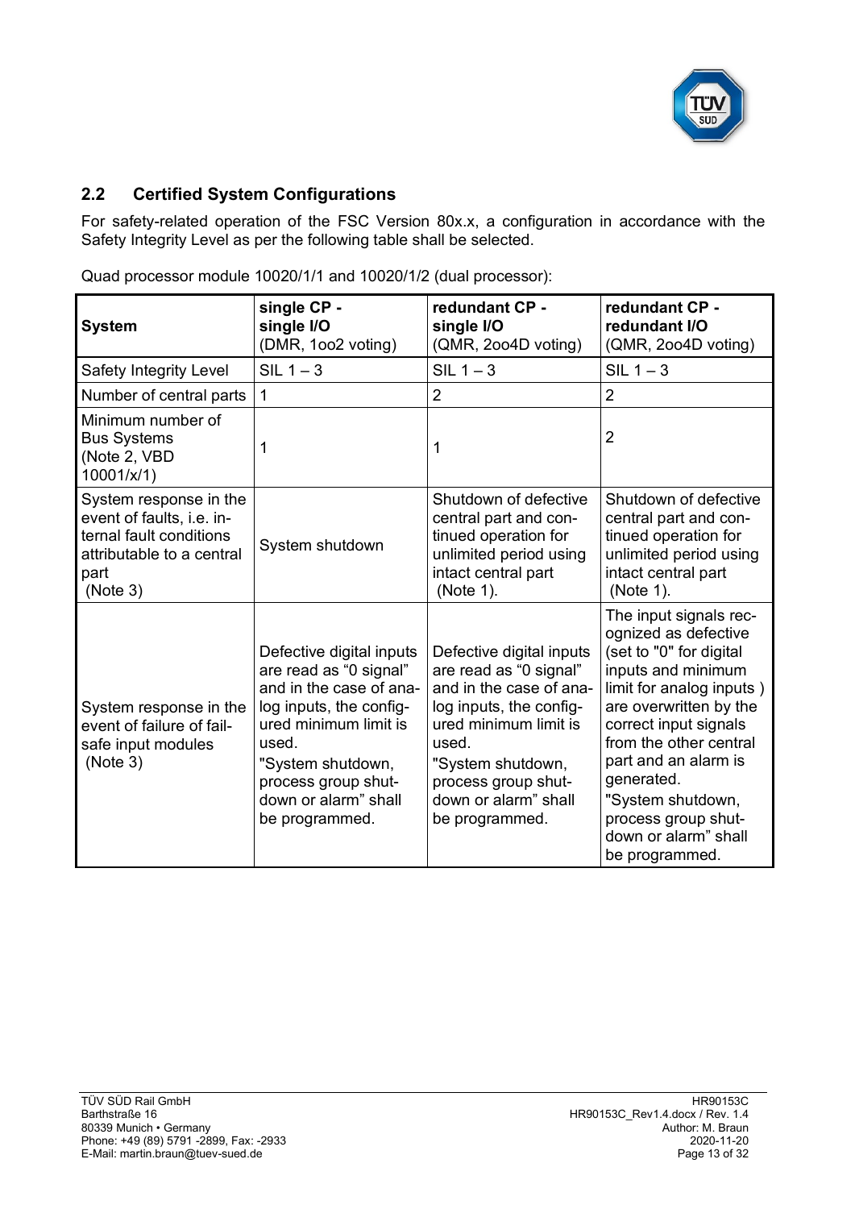## 2.2 Certified System Configurations

For safety-related operation of the FSC Version 80x.x, a configuration in accordance with the Safety Integrity Level as per the following table shall be selected.

Quad processor module 10020/1/1 and 10020/1/2 (dual processor):

| **System** | **single CP - single I/O** (DMR, 1oo2 voting) | **redundant CP - single I/O** (QMR, 2oo4D voting) | **redundant CP - redundant I/O** (QMR, 2oo4D voting) |
|---|---|---|---|
| Safety Integrity Level | SIL 1 – 3 | SIL 1 – 3 | SIL 1 – 3 |
| Number of central parts | 1 | 2 | 2 |
| Minimum number of Bus Systems (Note 2, VBD 10001/x/1) | 1 | 1 | 2 |
| System response in the event of faults, i.e. internal fault conditions attributable to a central part (Note 3) | System shutdown | Shutdown of defective central part and continued operation for unlimited period using intact central part (Note 1). | Shutdown of defective central part and continued operation for unlimited period using intact central part (Note 1). |
| System response in the event of failure of fail-safe input modules (Note 3) | Defective digital inputs are read as “0 signal” and in the case of analog inputs, the configured minimum limit is used. "System shutdown, process group shutdown or alarm” shall be programmed. | Defective digital inputs are read as “0 signal” and in the case of analog inputs, the configured minimum limit is used. "System shutdown, process group shutdown or alarm” shall be programmed. | The input signals recognized as defective (set to "0" for digital inputs and minimum limit for analog inputs ) are overwritten by the correct input signals from the other central part and an alarm is generated. "System shutdown, process group shutdown or alarm” shall be programmed. |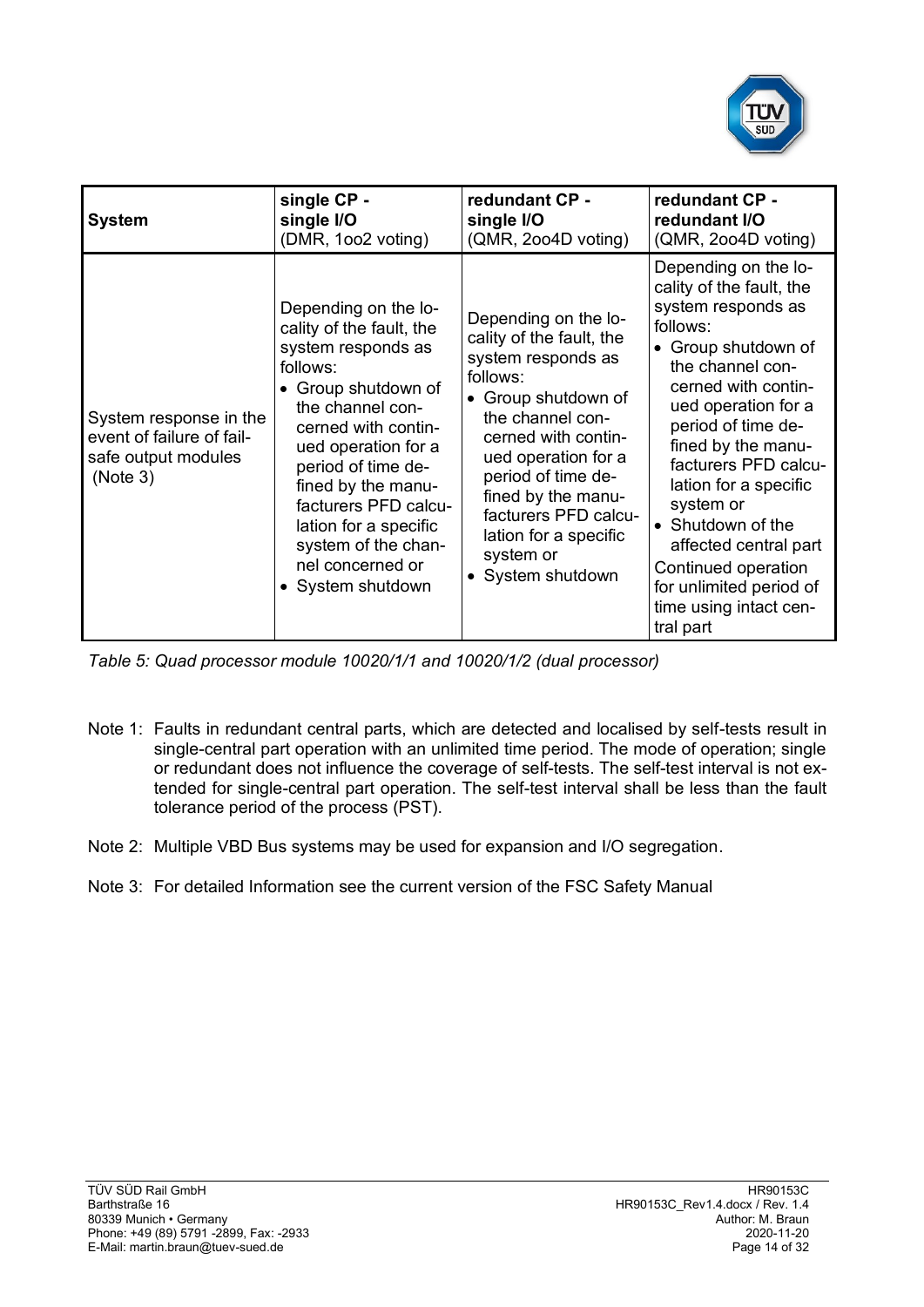| **System** | **single CP - single I/O** (DMR, 1oo2 voting) | **redundant CP - single I/O** (QMR, 2oo4D voting) | **redundant CP - redundant I/O** (QMR, 2oo4D voting) |
|---|---|---|---|
| System response in the event of failure of fail-safe output modules (Note 3) | Depending on the locality of the fault, the system responds as follows: <br>• Group shutdown of the channel concerned with continued operation for a period of time defined by the manufacturers PFD calculation for a specific system of the channel concerned or <br>• System shutdown | Depending on the locality of the fault, the system responds as follows: <br>• Group shutdown of the channel concerned with continued operation for a period of time defined by the manufacturers PFD calculation for a specific system or <br>• System shutdown | Depending on the locality of the fault, the system responds as follows: <br>• Group shutdown of the channel concerned with continued operation for a period of time defined by the manufacturers PFD calculation for a specific system or <br>• Shutdown of the affected central part <br>Continued operation for unlimited period of time using intact central part |

*Table 5: Quad processor module 10020/1/1 and 10020/1/2 (dual processor)*

Note 1: Faults in redundant central parts, which are detected and localised by self-tests result in single-central part operation with an unlimited time period. The mode of operation; single or redundant does not influence the coverage of self-tests. The self-test interval is not extended for single-central part operation. The self-test interval shall be less than the fault tolerance period of the process (PST).

Note 2: Multiple VBD Bus systems may be used for expansion and I/O segregation.

Note 3: For detailed Information see the current version of the FSC Safety Manual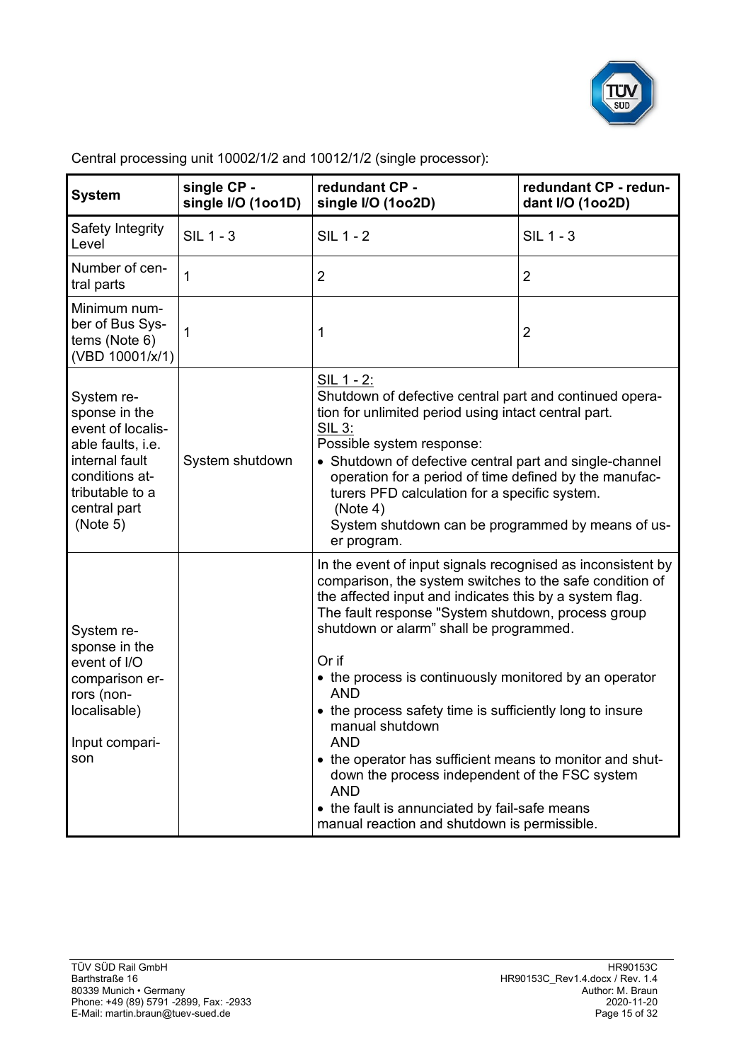Central processing unit 10002/1/2 and 10012/1/2 (single processor):

| System | single CP - single I/O (1oo1D) | redundant CP - single I/O (1oo2D) | redundant CP - redundant I/O (1oo2D) |
|---|---|---|---|
| Safety Integrity Level | SIL 1 - 3 | SIL 1 - 2 | SIL 1 - 3 |
| Number of central parts | 1 | 2 | 2 |
| Minimum number of Bus Systems (Note 6) (VBD 10001/x/1) | 1 | 1 | 2 |
| System response in the event of localisable faults, i.e. internal fault conditions attributable to a central part (Note 5) | System shutdown | SIL 1 - 2:<br>Shutdown of defective central part and continued operation for unlimited period using intact central part.<br>SIL 3:<br>Possible system response:<br>• Shutdown of defective central part and single-channel operation for a period of time defined by the manufacturers PFD calculation for a specific system. (Note 4)<br>System shutdown can be programmed by means of user program. | |
| System response in the event of I/O comparison errors (non-localisable)<br><br>Input comparison | | In the event of input signals recognised as inconsistent by comparison, the system switches to the safe condition of the affected input and indicates this by a system flag. The fault response "System shutdown, process group shutdown or alarm" shall be programmed.<br><br>Or if<br>• the process is continuously monitored by an operator AND<br>• the process safety time is sufficiently long to insure manual shutdown AND<br>• the operator has sufficient means to monitor and shutdown the process independent of the FSC system AND<br>• the fault is annunciated by fail-safe means<br>manual reaction and shutdown is permissible. | |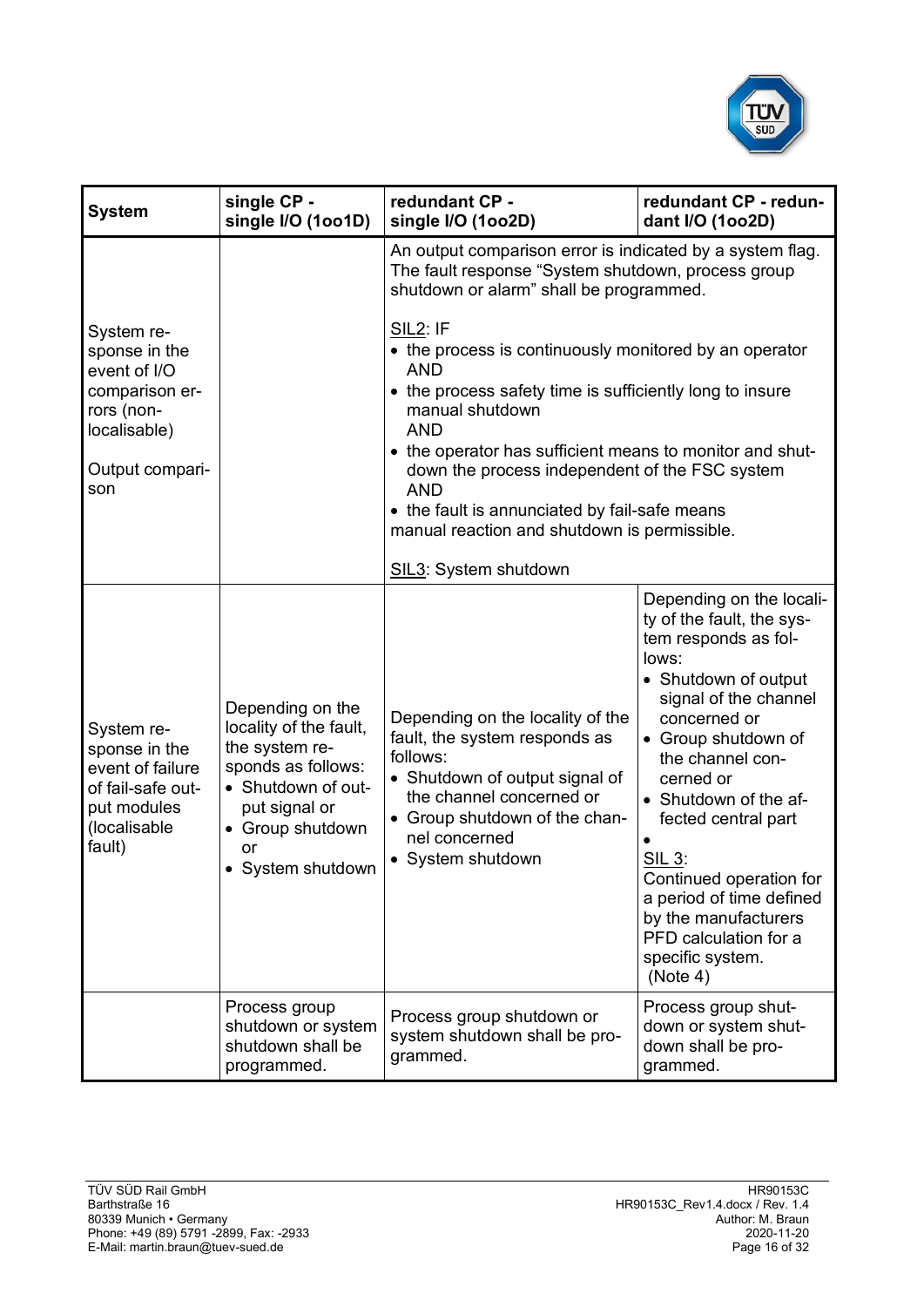| System | single CP - single I/O (1oo1D) | redundant CP - single I/O (1oo2D) | redundant CP - redundant I/O (1oo2D) |
|---|---|---|---|
| System response in the event of I/O comparison errors (non-localisable)<br><br>Output comparison | | An output comparison error is indicated by a system flag. The fault response "System shutdown, process group shutdown or alarm" shall be programmed.<br><br>SIL2: IF<br>• the process is continuously monitored by an operator AND<br>• the process safety time is sufficiently long to insure manual shutdown AND<br>• the operator has sufficient means to monitor and shutdown the process independent of the FSC system AND<br>• the fault is annunciated by fail-safe means<br>manual reaction and shutdown is permissible.<br><br>SIL3: System shutdown | |
| System response in the event of failure of fail-safe output modules (localisable fault) | Depending on the locality of the fault, the system responds as follows:<br>• Shutdown of output signal or<br>• Group shutdown or<br>• System shutdown | Depending on the locality of the fault, the system responds as follows:<br>• Shutdown of output signal of the channel concerned or<br>• Group shutdown of the channel concerned<br>• System shutdown | Depending on the locality of the fault, the system responds as follows:<br>• Shutdown of output signal of the channel concerned or<br>• Group shutdown of the channel concerned or<br>• Shutdown of the affected central part<br>•<br>SIL 3:<br>Continued operation for a period of time defined by the manufacturers PFD calculation for a specific system.<br>(Note 4) |
| | Process group shutdown or system shutdown shall be programmed. | Process group shutdown or system shutdown shall be programmed. | Process group shutdown or system shutdown shall be programmed. |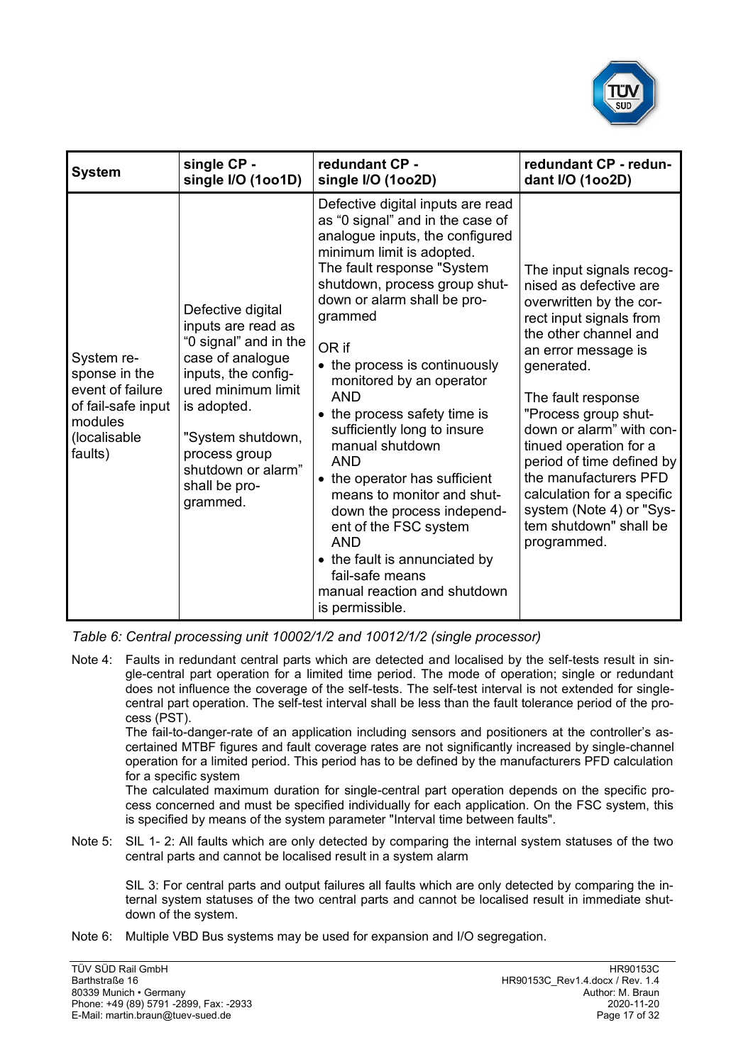| System | single CP - single I/O (1oo1D) | redundant CP - single I/O (1oo2D) | redundant CP - redundant I/O (1oo2D) |
|---|---|---|---|
| System response in the event of failure of fail-safe input modules (localisable faults) | Defective digital inputs are read as "0 signal" and in the case of analogue inputs, the configured minimum limit is adopted.<br><br>"System shutdown, process group shutdown or alarm" shall be programmed. | Defective digital inputs are read as "0 signal" and in the case of analogue inputs, the configured minimum limit is adopted.<br>The fault response "System shutdown, process group shutdown or alarm shall be programmed<br><br>OR if<br>• the process is continuously monitored by an operator<br>AND<br>• the process safety time is sufficiently long to insure manual shutdown<br>AND<br>• the operator has sufficient means to monitor and shutdown the process independent of the FSC system<br>AND<br>• the fault is annunciated by fail-safe means<br>manual reaction and shutdown is permissible. | The input signals recognised as defective are overwritten by the correct input signals from the other channel and an error message is generated.<br><br>The fault response "Process group shutdown or alarm" with continued operation for a period of time defined by the manufacturers PFD calculation for a specific system (Note 4) or "System shutdown" shall be programmed. |

*Table 6: Central processing unit 10002/1/2 and 10012/1/2 (single processor)*

Note 4: Faults in redundant central parts which are detected and localised by the self-tests result in single-central part operation for a limited time period. The mode of operation; single or redundant does not influence the coverage of the self-tests. The self-test interval is not extended for single-central part operation. The self-test interval shall be less than the fault tolerance period of the process (PST).
The fail-to-danger-rate of an application including sensors and positioners at the controller's ascertained MTBF figures and fault coverage rates are not significantly increased by single-channel operation for a limited period. This period has to be defined by the manufacturers PFD calculation for a specific system
The calculated maximum duration for single-central part operation depends on the specific process concerned and must be specified individually for each application. On the FSC system, this is specified by means of the system parameter "Interval time between faults".

Note 5: SIL 1- 2: All faults which are only detected by comparing the internal system statuses of the two central parts and cannot be localised result in a system alarm

SIL 3: For central parts and output failures all faults which are only detected by comparing the internal system statuses of the two central parts and cannot be localised result in immediate shutdown of the system.

Note 6: Multiple VBD Bus systems may be used for expansion and I/O segregation.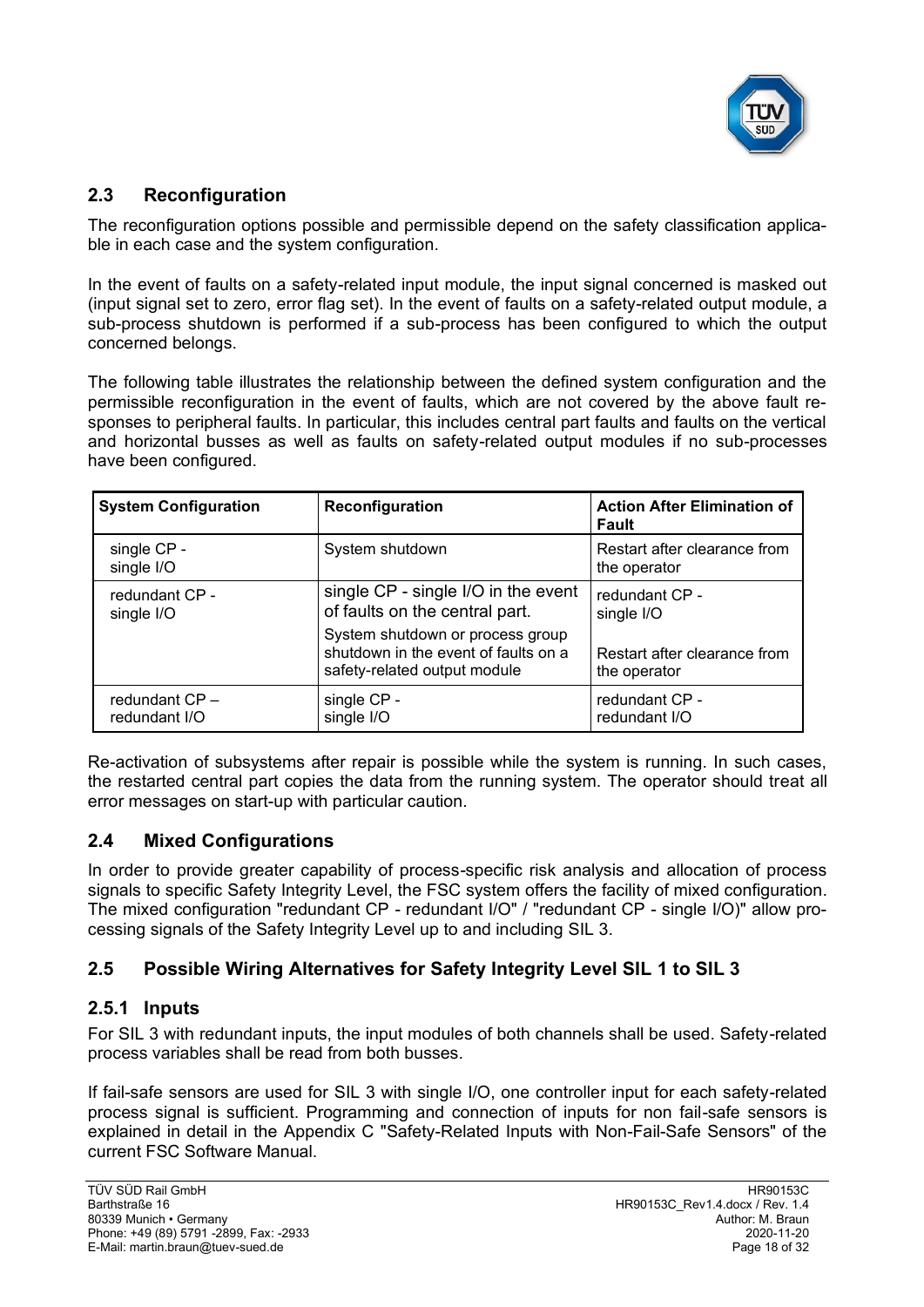## 2.3 Reconfiguration

The reconfiguration options possible and permissible depend on the safety classification applicable in each case and the system configuration.

In the event of faults on a safety-related input module, the input signal concerned is masked out (input signal set to zero, error flag set). In the event of faults on a safety-related output module, a sub-process shutdown is performed if a sub-process has been configured to which the output concerned belongs.

The following table illustrates the relationship between the defined system configuration and the permissible reconfiguration in the event of faults, which are not covered by the above fault responses to peripheral faults. In particular, this includes central part faults and faults on the vertical and horizontal busses as well as faults on safety-related output modules if no sub-processes have been configured.

| System Configuration | Reconfiguration | Action After Elimination of Fault |
|---|---|---|
| single CP - single I/O | System shutdown | Restart after clearance from the operator |
| redundant CP - single I/O | single CP - single I/O in the event of faults on the central part. | redundant CP - single I/O |
| | System shutdown or process group shutdown in the event of faults on a safety-related output module | Restart after clearance from the operator |
| redundant CP – redundant I/O | single CP - single I/O | redundant CP - redundant I/O |

Re-activation of subsystems after repair is possible while the system is running. In such cases, the restarted central part copies the data from the running system. The operator should treat all error messages on start-up with particular caution.

## 2.4 Mixed Configurations

In order to provide greater capability of process-specific risk analysis and allocation of process signals to specific Safety Integrity Level, the FSC system offers the facility of mixed configuration. The mixed configuration "redundant CP - redundant I/O" / "redundant CP - single I/O)" allow processing signals of the Safety Integrity Level up to and including SIL 3.

## 2.5 Possible Wiring Alternatives for Safety Integrity Level SIL 1 to SIL 3

### 2.5.1 Inputs

For SIL 3 with redundant inputs, the input modules of both channels shall be used. Safety-related process variables shall be read from both busses.

If fail-safe sensors are used for SIL 3 with single I/O, one controller input for each safety-related process signal is sufficient. Programming and connection of inputs for non fail-safe sensors is explained in detail in the Appendix C "Safety-Related Inputs with Non-Fail-Safe Sensors" of the current FSC Software Manual.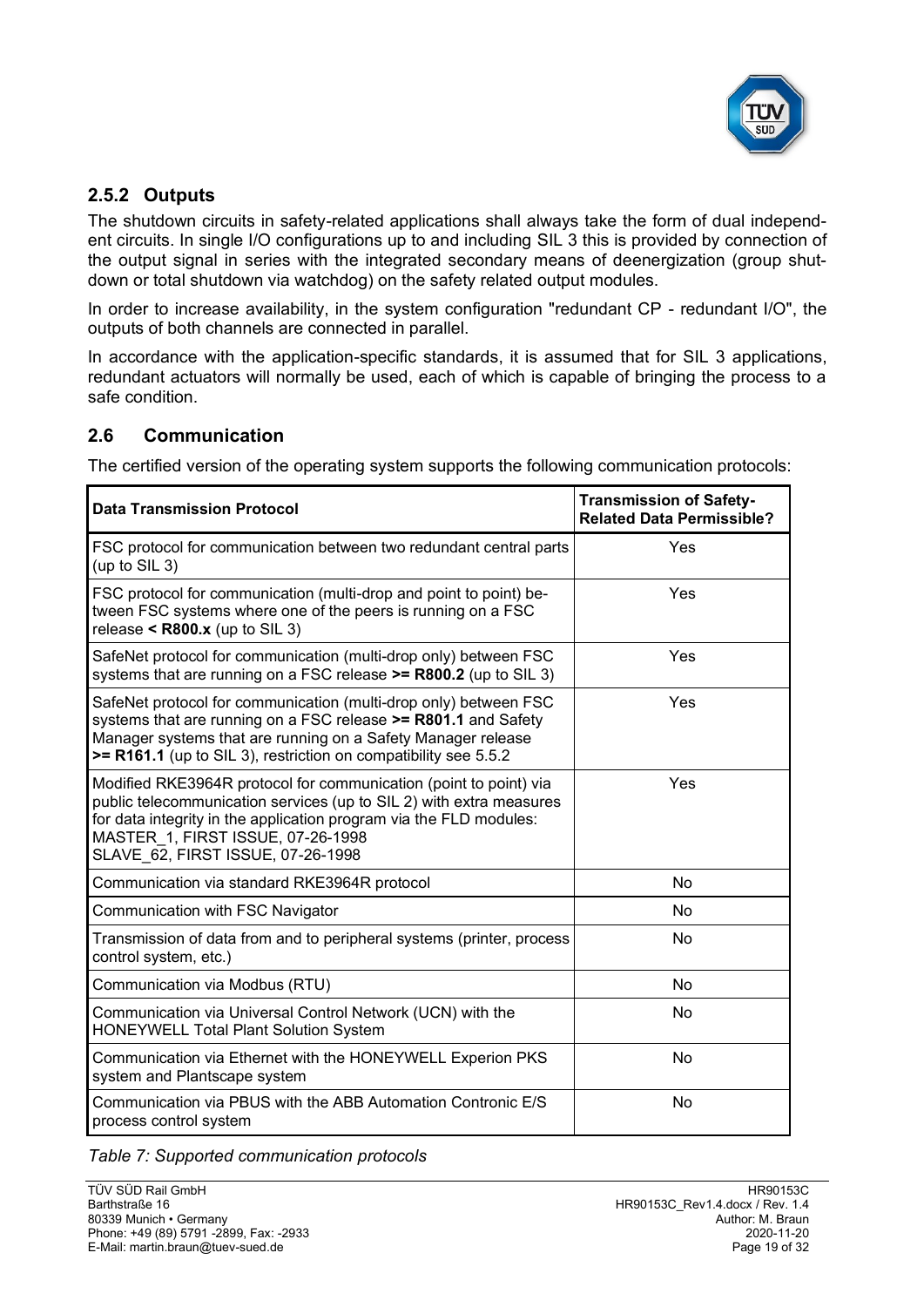### 2.5.2 Outputs

The shutdown circuits in safety-related applications shall always take the form of dual independent circuits. In single I/O configurations up to and including SIL 3 this is provided by connection of the output signal in series with the integrated secondary means of deenergization (group shutdown or total shutdown via watchdog) on the safety related output modules.

In order to increase availability, in the system configuration "redundant CP - redundant I/O", the outputs of both channels are connected in parallel.

In accordance with the application-specific standards, it is assumed that for SIL 3 applications, redundant actuators will normally be used, each of which is capable of bringing the process to a safe condition.

## 2.6 Communication

The certified version of the operating system supports the following communication protocols:

| Data Transmission Protocol | Transmission of Safety-Related Data Permissible? |
|---|---|
| FSC protocol for communication between two redundant central parts (up to SIL 3) | Yes |
| FSC protocol for communication (multi-drop and point to point) between FSC systems where one of the peers is running on a FSC release **< R800.x** (up to SIL 3) | Yes |
| SafeNet protocol for communication (multi-drop only) between FSC systems that are running on a FSC release **>= R800.2** (up to SIL 3) | Yes |
| SafeNet protocol for communication (multi-drop only) between FSC systems that are running on a FSC release **>= R801.1** and Safety Manager systems that are running on a Safety Manager release **>= R161.1** (up to SIL 3), restriction on compatibility see 5.5.2 | Yes |
| Modified RKE3964R protocol for communication (point to point) via public telecommunication services (up to SIL 2) with extra measures for data integrity in the application program via the FLD modules: MASTER_1, FIRST ISSUE, 07-26-1998 SLAVE_62, FIRST ISSUE, 07-26-1998 | Yes |
| Communication via standard RKE3964R protocol | No |
| Communication with FSC Navigator | No |
| Transmission of data from and to peripheral systems (printer, process control system, etc.) | No |
| Communication via Modbus (RTU) | No |
| Communication via Universal Control Network (UCN) with the HONEYWELL Total Plant Solution System | No |
| Communication via Ethernet with the HONEYWELL Experion PKS system and Plantscape system | No |
| Communication via PBUS with the ABB Automation Contronic E/S process control system | No |

*Table 7: Supported communication protocols*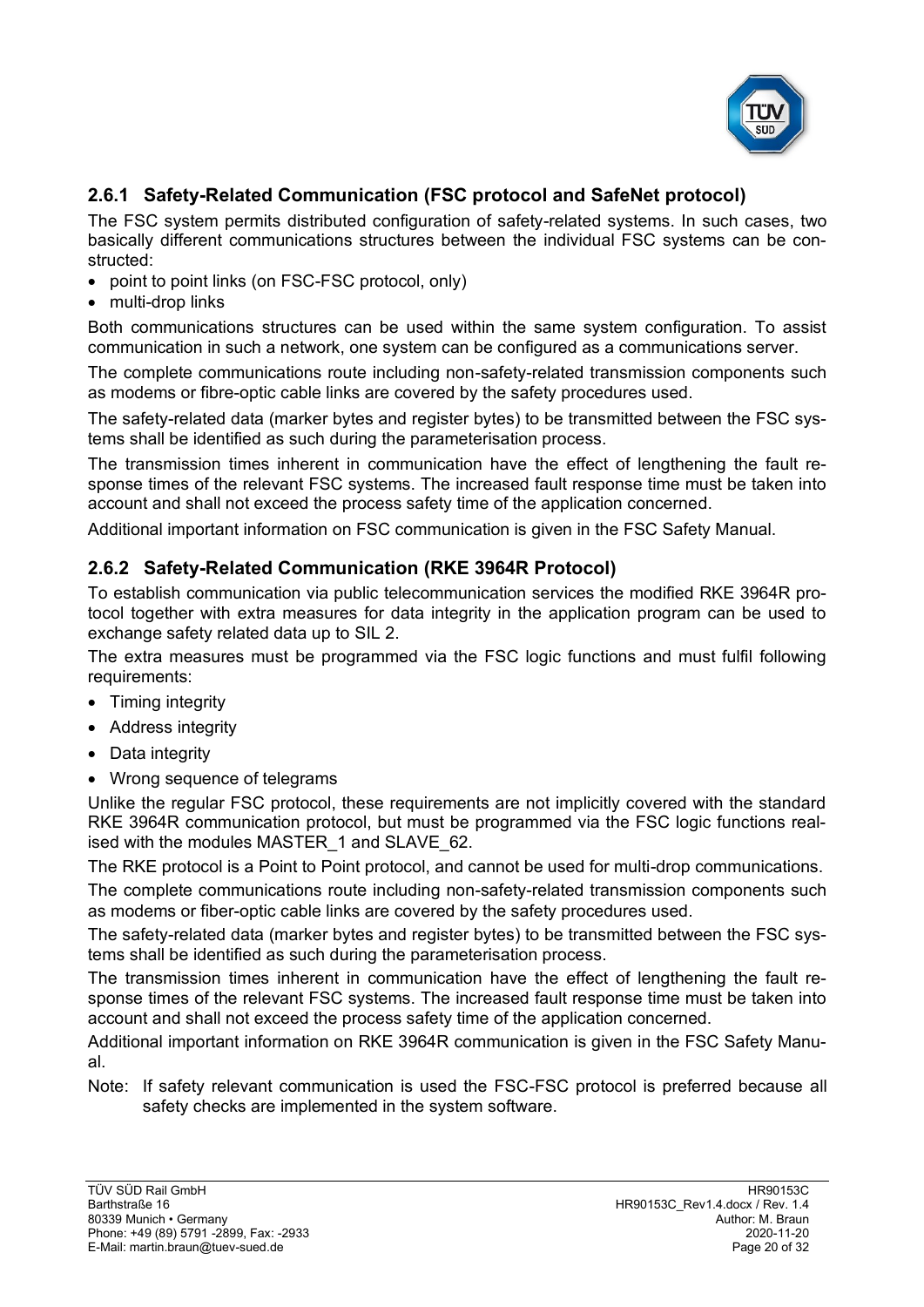### 2.6.1 Safety-Related Communication (FSC protocol and SafeNet protocol)

The FSC system permits distributed configuration of safety-related systems. In such cases, two basically different communications structures between the individual FSC systems can be constructed:

- point to point links (on FSC-FSC protocol, only)
- multi-drop links

Both communications structures can be used within the same system configuration. To assist communication in such a network, one system can be configured as a communications server.

The complete communications route including non-safety-related transmission components such as modems or fibre-optic cable links are covered by the safety procedures used.

The safety-related data (marker bytes and register bytes) to be transmitted between the FSC systems shall be identified as such during the parameterisation process.

The transmission times inherent in communication have the effect of lengthening the fault response times of the relevant FSC systems. The increased fault response time must be taken into account and shall not exceed the process safety time of the application concerned.

Additional important information on FSC communication is given in the FSC Safety Manual.

### 2.6.2 Safety-Related Communication (RKE 3964R Protocol)

To establish communication via public telecommunication services the modified RKE 3964R protocol together with extra measures for data integrity in the application program can be used to exchange safety related data up to SIL 2.

The extra measures must be programmed via the FSC logic functions and must fulfil following requirements:

- Timing integrity
- Address integrity
- Data integrity
- Wrong sequence of telegrams

Unlike the regular FSC protocol, these requirements are not implicitly covered with the standard RKE 3964R communication protocol, but must be programmed via the FSC logic functions realised with the modules MASTER_1 and SLAVE_62.

The RKE protocol is a Point to Point protocol, and cannot be used for multi-drop communications.

The complete communications route including non-safety-related transmission components such as modems or fiber-optic cable links are covered by the safety procedures used.

The safety-related data (marker bytes and register bytes) to be transmitted between the FSC systems shall be identified as such during the parameterisation process.

The transmission times inherent in communication have the effect of lengthening the fault response times of the relevant FSC systems. The increased fault response time must be taken into account and shall not exceed the process safety time of the application concerned.

Additional important information on RKE 3964R communication is given in the FSC Safety Manual.

Note: If safety relevant communication is used the FSC-FSC protocol is preferred because all safety checks are implemented in the system software.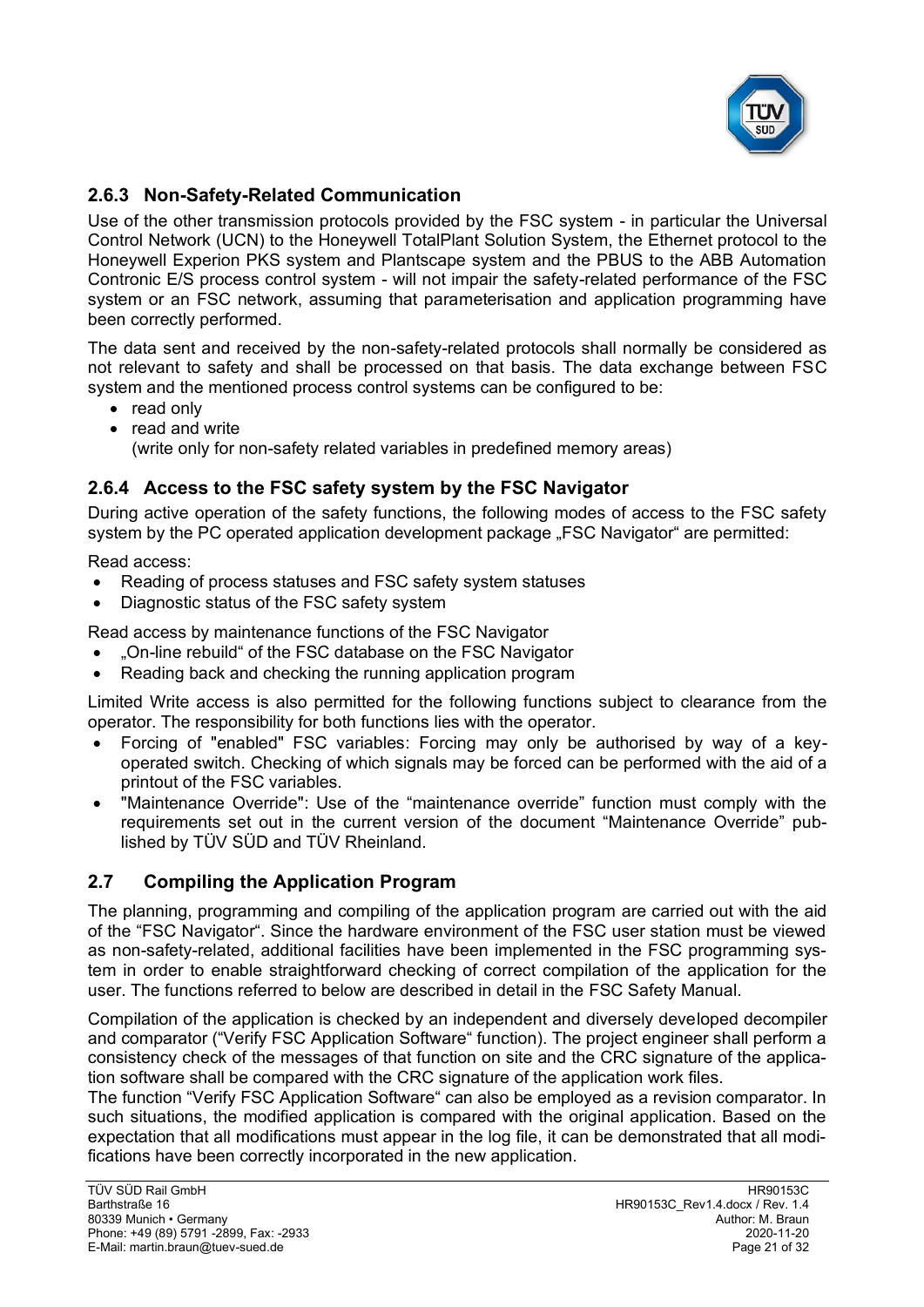### 2.6.3 Non-Safety-Related Communication

Use of the other transmission protocols provided by the FSC system - in particular the Universal Control Network (UCN) to the Honeywell TotalPlant Solution System, the Ethernet protocol to the Honeywell Experion PKS system and Plantscape system and the PBUS to the ABB Automation Contronic E/S process control system - will not impair the safety-related performance of the FSC system or an FSC network, assuming that parameterisation and application programming have been correctly performed.

The data sent and received by the non-safety-related protocols shall normally be considered as not relevant to safety and shall be processed on that basis. The data exchange between FSC system and the mentioned process control systems can be configured to be:

- read only
- read and write
  (write only for non-safety related variables in predefined memory areas)

### 2.6.4 Access to the FSC safety system by the FSC Navigator

During active operation of the safety functions, the following modes of access to the FSC safety system by the PC operated application development package „FSC Navigator“ are permitted:

Read access:

- Reading of process statuses and FSC safety system statuses
- Diagnostic status of the FSC safety system

Read access by maintenance functions of the FSC Navigator

- „On-line rebuild“ of the FSC database on the FSC Navigator
- Reading back and checking the running application program

Limited Write access is also permitted for the following functions subject to clearance from the operator. The responsibility for both functions lies with the operator.

- Forcing of "enabled" FSC variables: Forcing may only be authorised by way of a key-operated switch. Checking of which signals may be forced can be performed with the aid of a printout of the FSC variables.
- "Maintenance Override": Use of the “maintenance override” function must comply with the requirements set out in the current version of the document “Maintenance Override” published by TÜV SÜD and TÜV Rheinland.

## 2.7 Compiling the Application Program

The planning, programming and compiling of the application program are carried out with the aid of the “FSC Navigator”. Since the hardware environment of the FSC user station must be viewed as non-safety-related, additional facilities have been implemented in the FSC programming system in order to enable straightforward checking of correct compilation of the application for the user. The functions referred to below are described in detail in the FSC Safety Manual.

Compilation of the application is checked by an independent and diversely developed decompiler and comparator (“Verify FSC Application Software“ function). The project engineer shall perform a consistency check of the messages of that function on site and the CRC signature of the application software shall be compared with the CRC signature of the application work files.
The function “Verify FSC Application Software“ can also be employed as a revision comparator. In such situations, the modified application is compared with the original application. Based on the expectation that all modifications must appear in the log file, it can be demonstrated that all modifications have been correctly incorporated in the new application.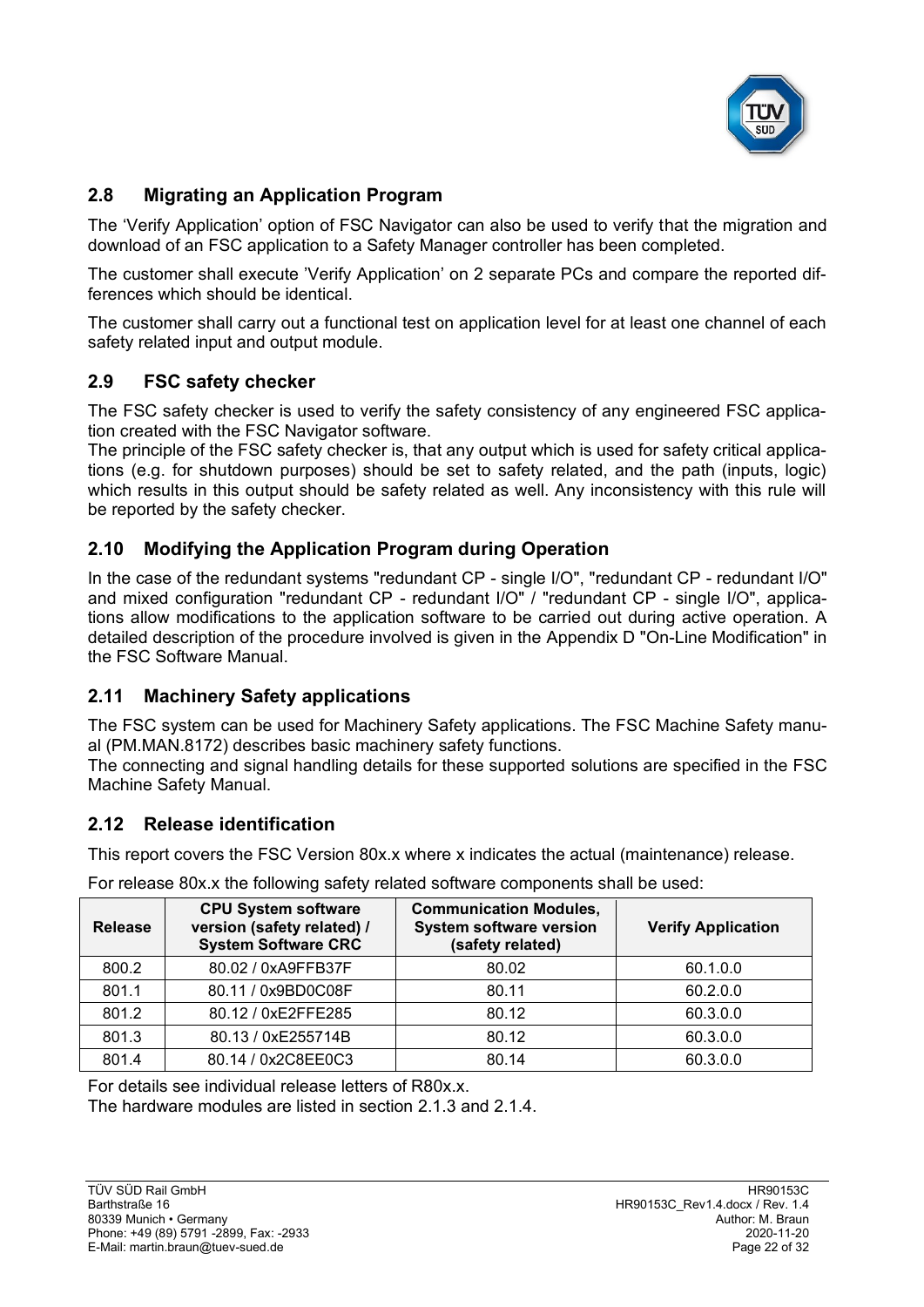## 2.8 Migrating an Application Program

The ‘Verify Application’ option of FSC Navigator can also be used to verify that the migration and download of an FSC application to a Safety Manager controller has been completed.

The customer shall execute ’Verify Application’ on 2 separate PCs and compare the reported differences which should be identical.

The customer shall carry out a functional test on application level for at least one channel of each safety related input and output module.

## 2.9 FSC safety checker

The FSC safety checker is used to verify the safety consistency of any engineered FSC application created with the FSC Navigator software.
The principle of the FSC safety checker is, that any output which is used for safety critical applications (e.g. for shutdown purposes) should be set to safety related, and the path (inputs, logic) which results in this output should be safety related as well. Any inconsistency with this rule will be reported by the safety checker.

## 2.10 Modifying the Application Program during Operation

In the case of the redundant systems "redundant CP - single I/O", "redundant CP - redundant I/O" and mixed configuration "redundant CP - redundant I/O" / "redundant CP - single I/O", applications allow modifications to the application software to be carried out during active operation. A detailed description of the procedure involved is given in the Appendix D "On-Line Modification" in the FSC Software Manual.

## 2.11 Machinery Safety applications

The FSC system can be used for Machinery Safety applications. The FSC Machine Safety manual (PM.MAN.8172) describes basic machinery safety functions.
The connecting and signal handling details for these supported solutions are specified in the FSC Machine Safety Manual.

## 2.12 Release identification

This report covers the FSC Version 80x.x where x indicates the actual (maintenance) release.

For release 80x.x the following safety related software components shall be used:

| Release | CPU System software version (safety related) / System Software CRC | Communication Modules, System software version (safety related) | Verify Application |
|---|---|---|---|
| 800.2 | 80.02 / 0xA9FFB37F | 80.02 | 60.1.0.0 |
| 801.1 | 80.11 / 0x9BD0C08F | 80.11 | 60.2.0.0 |
| 801.2 | 80.12 / 0xE2FFE285 | 80.12 | 60.3.0.0 |
| 801.3 | 80.13 / 0xE255714B | 80.12 | 60.3.0.0 |
| 801.4 | 80.14 / 0x2C8EE0C3 | 80.14 | 60.3.0.0 |

For details see individual release letters of R80x.x.
The hardware modules are listed in section 2.1.3 and 2.1.4.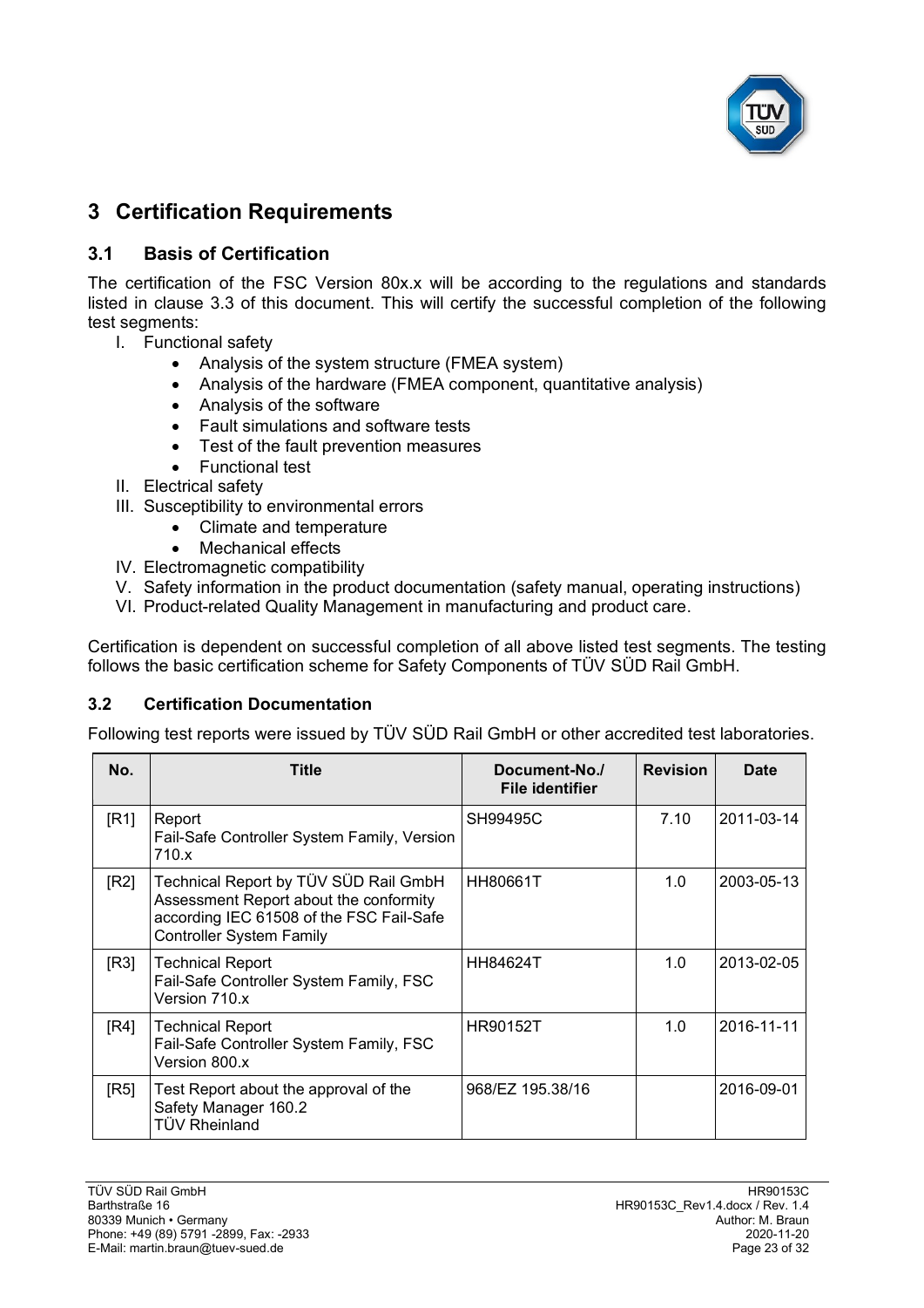# 3 Certification Requirements

## 3.1 Basis of Certification

The certification of the FSC Version 80x.x will be according to the regulations and standards listed in clause 3.3 of this document. This will certify the successful completion of the following test segments:

I. Functional safety
   - Analysis of the system structure (FMEA system)
   - Analysis of the hardware (FMEA component, quantitative analysis)
   - Analysis of the software
   - Fault simulations and software tests
   - Test of the fault prevention measures
   - Functional test

II. Electrical safety

III. Susceptibility to environmental errors
   - Climate and temperature
   - Mechanical effects

IV. Electromagnetic compatibility

V. Safety information in the product documentation (safety manual, operating instructions)

VI. Product-related Quality Management in manufacturing and product care.

Certification is dependent on successful completion of all above listed test segments. The testing follows the basic certification scheme for Safety Components of TÜV SÜD Rail GmbH.

## 3.2 Certification Documentation

Following test reports were issued by TÜV SÜD Rail GmbH or other accredited test laboratories.

| No. | Title | Document-No./ File identifier | Revision | Date |
|---|---|---|---|---|
| [R1] | Report<br>Fail-Safe Controller System Family, Version 710.x | SH99495C | 7.10 | 2011-03-14 |
| [R2] | Technical Report by TÜV SÜD Rail GmbH Assessment Report about the conformity according IEC 61508 of the FSC Fail-Safe Controller System Family | HH80661T | 1.0 | 2003-05-13 |
| [R3] | Technical Report<br>Fail-Safe Controller System Family, FSC Version 710.x | HH84624T | 1.0 | 2013-02-05 |
| [R4] | Technical Report<br>Fail-Safe Controller System Family, FSC Version 800.x | HR90152T | 1.0 | 2016-11-11 |
| [R5] | Test Report about the approval of the Safety Manager 160.2<br>TÜV Rheinland | 968/EZ 195.38/16 | | 2016-09-01 |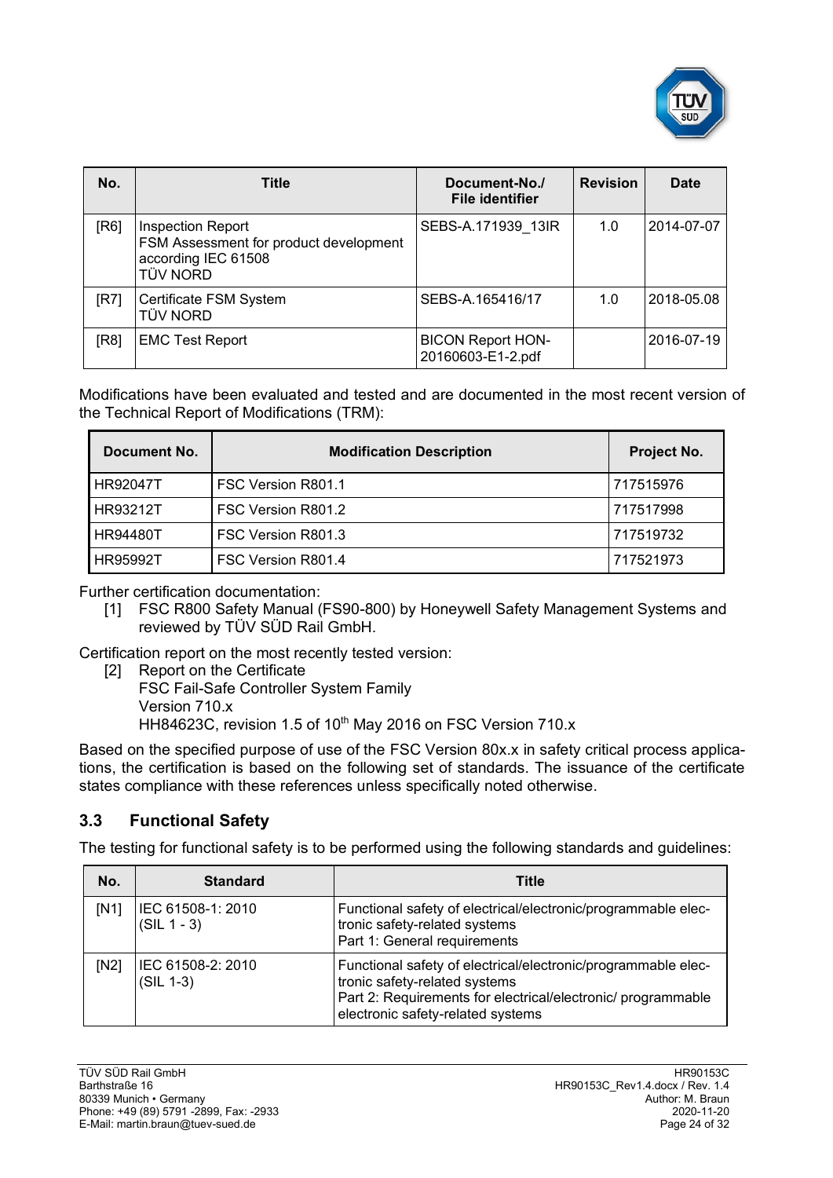| No. | Title | Document-No./ File identifier | Revision | Date |
|---|---|---|---|---|
| [R6] | Inspection Report<br>FSM Assessment for product development according IEC 61508<br>TÜV NORD | SEBS-A.171939_13IR | 1.0 | 2014-07-07 |
| [R7] | Certificate FSM System<br>TÜV NORD | SEBS-A.165416/17 | 1.0 | 2018-05.08 |
| [R8] | EMC Test Report | BICON Report HON-20160603-E1-2.pdf | | 2016-07-19 |

Modifications have been evaluated and tested and are documented in the most recent version of the Technical Report of Modifications (TRM):

| Document No. | Modification Description | Project No. |
|---|---|---|
| HR92047T | FSC Version R801.1 | 717515976 |
| HR93212T | FSC Version R801.2 | 717517998 |
| HR94480T | FSC Version R801.3 | 717519732 |
| HR95992T | FSC Version R801.4 | 717521973 |

Further certification documentation:

[1] FSC R800 Safety Manual (FS90-800) by Honeywell Safety Management Systems and reviewed by TÜV SÜD Rail GmbH.

Certification report on the most recently tested version:

[2] Report on the Certificate
FSC Fail-Safe Controller System Family
Version 710.x
HH84623C, revision 1.5 of 10th May 2016 on FSC Version 710.x

Based on the specified purpose of use of the FSC Version 80x.x in safety critical process applications, the certification is based on the following set of standards. The issuance of the certificate states compliance with these references unless specifically noted otherwise.

## 3.3 Functional Safety

The testing for functional safety is to be performed using the following standards and guidelines:

| No. | Standard | Title |
|---|---|---|
| [N1] | IEC 61508-1: 2010<br>(SIL 1 - 3) | Functional safety of electrical/electronic/programmable electronic safety-related systems<br>Part 1: General requirements |
| [N2] | IEC 61508-2: 2010<br>(SIL 1-3) | Functional safety of electrical/electronic/programmable electronic safety-related systems<br>Part 2: Requirements for electrical/electronic/ programmable electronic safety-related systems |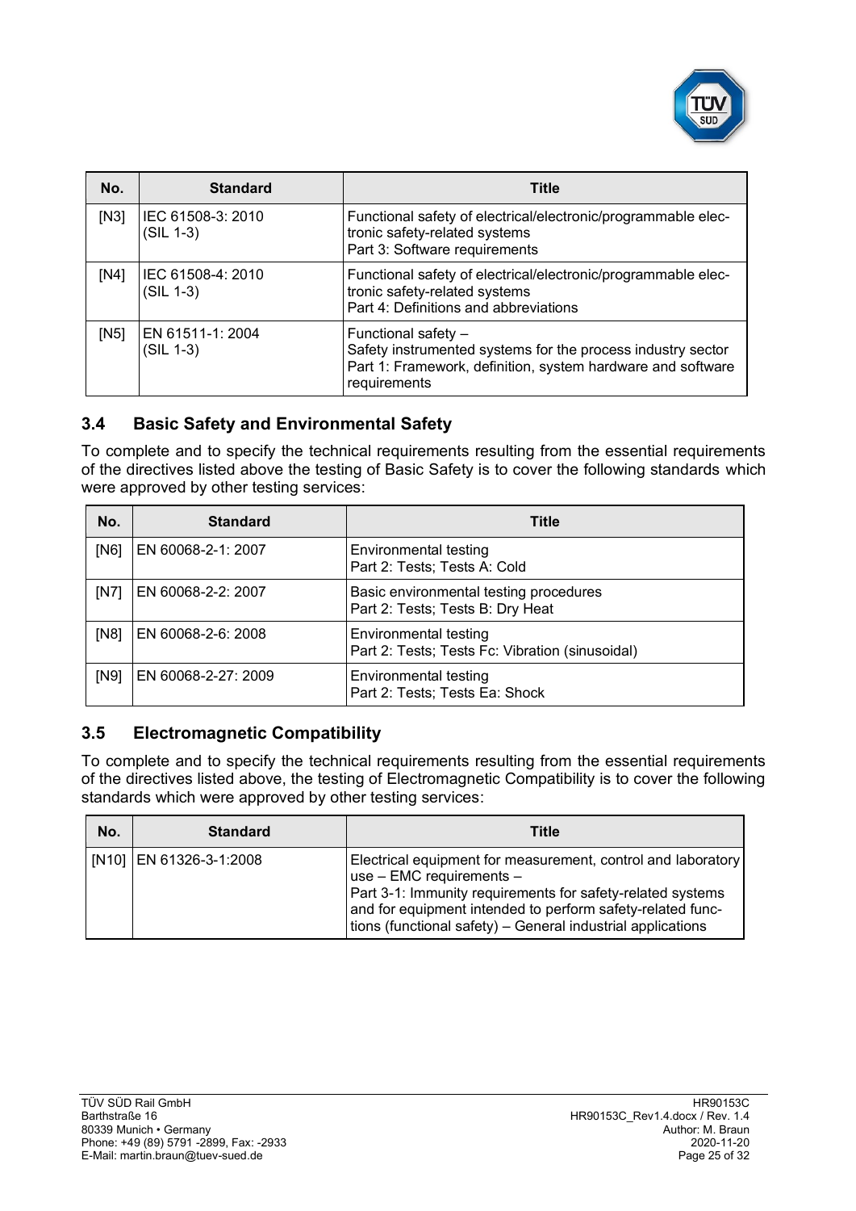| No. | Standard | Title |
|---|---|---|
| [N3] | IEC 61508-3: 2010 (SIL 1-3) | Functional safety of electrical/electronic/programmable electronic safety-related systems Part 3: Software requirements |
| [N4] | IEC 61508-4: 2010 (SIL 1-3) | Functional safety of electrical/electronic/programmable electronic safety-related systems Part 4: Definitions and abbreviations |
| [N5] | EN 61511-1: 2004 (SIL 1-3) | Functional safety – Safety instrumented systems for the process industry sector Part 1: Framework, definition, system hardware and software requirements |

### 3.4 Basic Safety and Environmental Safety

To complete and to specify the technical requirements resulting from the essential requirements of the directives listed above the testing of Basic Safety is to cover the following standards which were approved by other testing services:

| No. | Standard | Title |
|---|---|---|
| [N6] | EN 60068-2-1: 2007 | Environmental testing Part 2: Tests; Tests A: Cold |
| [N7] | EN 60068-2-2: 2007 | Basic environmental testing procedures Part 2: Tests; Tests B: Dry Heat |
| [N8] | EN 60068-2-6: 2008 | Environmental testing Part 2: Tests; Tests Fc: Vibration (sinusoidal) |
| [N9] | EN 60068-2-27: 2009 | Environmental testing Part 2: Tests; Tests Ea: Shock |

### 3.5 Electromagnetic Compatibility

To complete and to specify the technical requirements resulting from the essential requirements of the directives listed above, the testing of Electromagnetic Compatibility is to cover the following standards which were approved by other testing services:

| No. | Standard | Title |
|---|---|---|
| [N10] | EN 61326-3-1:2008 | Electrical equipment for measurement, control and laboratory use – EMC requirements – Part 3-1: Immunity requirements for safety-related systems and for equipment intended to perform safety-related functions (functional safety) – General industrial applications |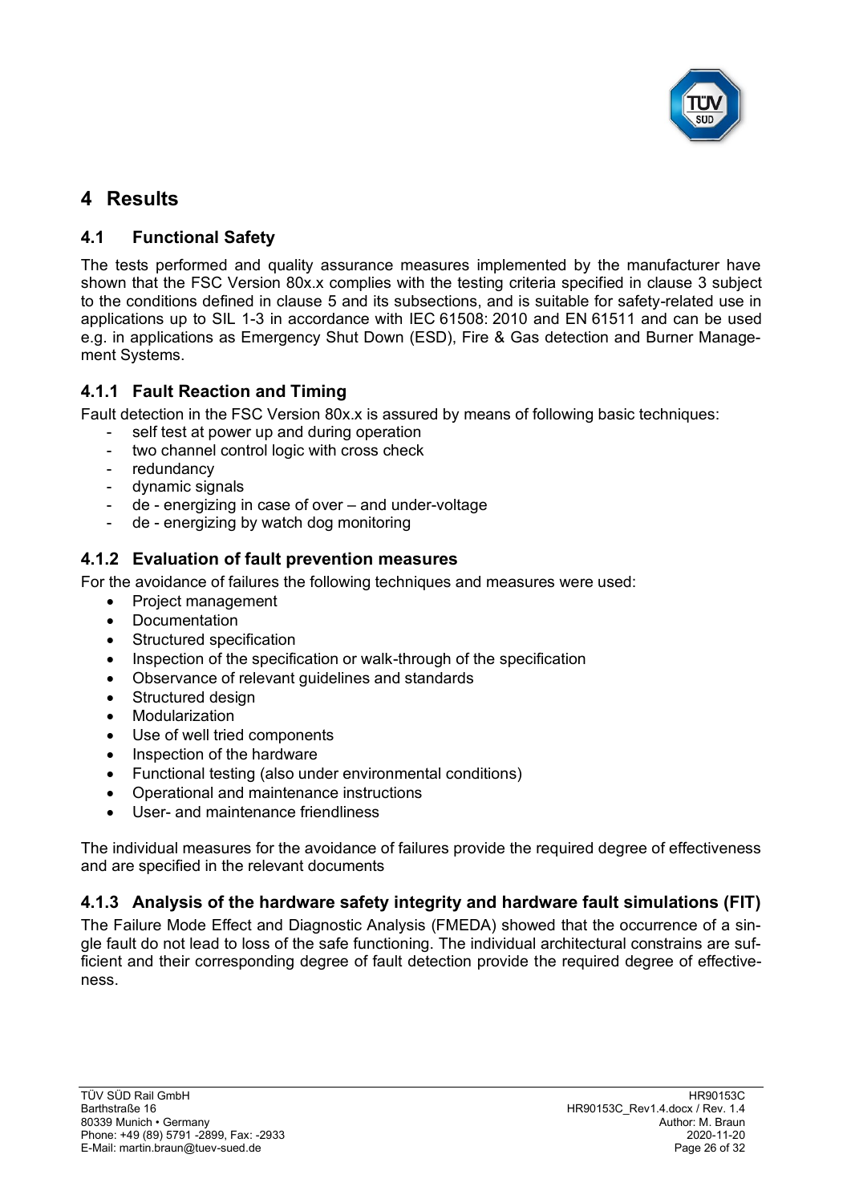# 4 Results

## 4.1 Functional Safety

The tests performed and quality assurance measures implemented by the manufacturer have shown that the FSC Version 80x.x complies with the testing criteria specified in clause 3 subject to the conditions defined in clause 5 and its subsections, and is suitable for safety-related use in applications up to SIL 1-3 in accordance with IEC 61508: 2010 and EN 61511 and can be used e.g. in applications as Emergency Shut Down (ESD), Fire & Gas detection and Burner Management Systems.

### 4.1.1 Fault Reaction and Timing

Fault detection in the FSC Version 80x.x is assured by means of following basic techniques:

- self test at power up and during operation
- two channel control logic with cross check
- redundancy
- dynamic signals
- de - energizing in case of over – and under-voltage
- de - energizing by watch dog monitoring

### 4.1.2 Evaluation of fault prevention measures

For the avoidance of failures the following techniques and measures were used:

- Project management
- Documentation
- Structured specification
- Inspection of the specification or walk-through of the specification
- Observance of relevant guidelines and standards
- Structured design
- Modularization
- Use of well tried components
- Inspection of the hardware
- Functional testing (also under environmental conditions)
- Operational and maintenance instructions
- User- and maintenance friendliness

The individual measures for the avoidance of failures provide the required degree of effectiveness and are specified in the relevant documents

### 4.1.3 Analysis of the hardware safety integrity and hardware fault simulations (FIT)

The Failure Mode Effect and Diagnostic Analysis (FMEDA) showed that the occurrence of a single fault do not lead to loss of the safe functioning. The individual architectural constrains are sufficient and their corresponding degree of fault detection provide the required degree of effectiveness.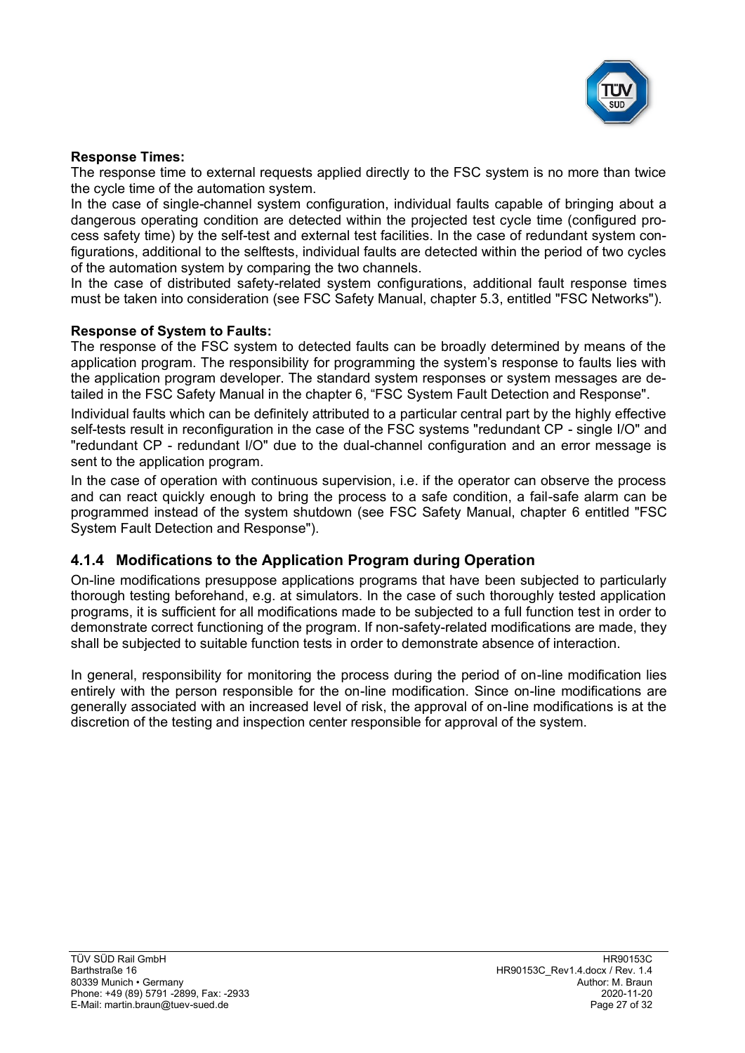**Response Times:**

The response time to external requests applied directly to the FSC system is no more than twice the cycle time of the automation system.

In the case of single-channel system configuration, individual faults capable of bringing about a dangerous operating condition are detected within the projected test cycle time (configured process safety time) by the self-test and external test facilities. In the case of redundant system configurations, additional to the selftests, individual faults are detected within the period of two cycles of the automation system by comparing the two channels.

In the case of distributed safety-related system configurations, additional fault response times must be taken into consideration (see FSC Safety Manual, chapter 5.3, entitled "FSC Networks").

**Response of System to Faults:**

The response of the FSC system to detected faults can be broadly determined by means of the application program. The responsibility for programming the system's response to faults lies with the application program developer. The standard system responses or system messages are detailed in the FSC Safety Manual in the chapter 6, "FSC System Fault Detection and Response".

Individual faults which can be definitely attributed to a particular central part by the highly effective self-tests result in reconfiguration in the case of the FSC systems "redundant CP - single I/O" and "redundant CP - redundant I/O" due to the dual-channel configuration and an error message is sent to the application program.

In the case of operation with continuous supervision, i.e. if the operator can observe the process and can react quickly enough to bring the process to a safe condition, a fail-safe alarm can be programmed instead of the system shutdown (see FSC Safety Manual, chapter 6 entitled "FSC System Fault Detection and Response").

### 4.1.4 Modifications to the Application Program during Operation

On-line modifications presuppose applications programs that have been subjected to particularly thorough testing beforehand, e.g. at simulators. In the case of such thoroughly tested application programs, it is sufficient for all modifications made to be subjected to a full function test in order to demonstrate correct functioning of the program. If non-safety-related modifications are made, they shall be subjected to suitable function tests in order to demonstrate absence of interaction.

In general, responsibility for monitoring the process during the period of on-line modification lies entirely with the person responsible for the on-line modification. Since on-line modifications are generally associated with an increased level of risk, the approval of on-line modifications is at the discretion of the testing and inspection center responsible for approval of the system.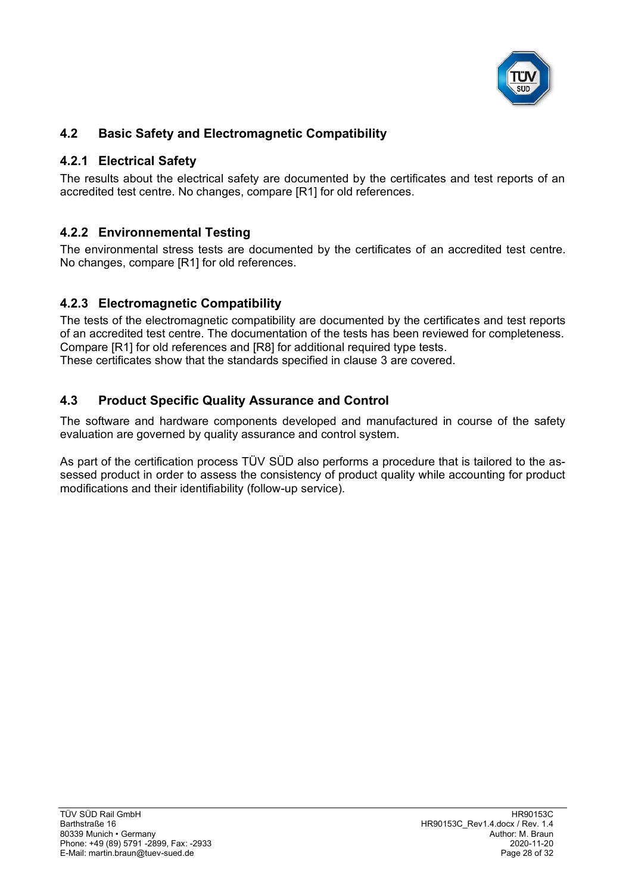## 4.2 Basic Safety and Electromagnetic Compatibility

### 4.2.1 Electrical Safety

The results about the electrical safety are documented by the certificates and test reports of an accredited test centre. No changes, compare [R1] for old references.

### 4.2.2 Environnemental Testing

The environmental stress tests are documented by the certificates of an accredited test centre. No changes, compare [R1] for old references.

### 4.2.3 Electromagnetic Compatibility

The tests of the electromagnetic compatibility are documented by the certificates and test reports of an accredited test centre. The documentation of the tests has been reviewed for completeness. Compare [R1] for old references and [R8] for additional required type tests.
These certificates show that the standards specified in clause 3 are covered.

## 4.3 Product Specific Quality Assurance and Control

The software and hardware components developed and manufactured in course of the safety evaluation are governed by quality assurance and control system.

As part of the certification process TÜV SÜD also performs a procedure that is tailored to the assessed product in order to assess the consistency of product quality while accounting for product modifications and their identifiability (follow-up service).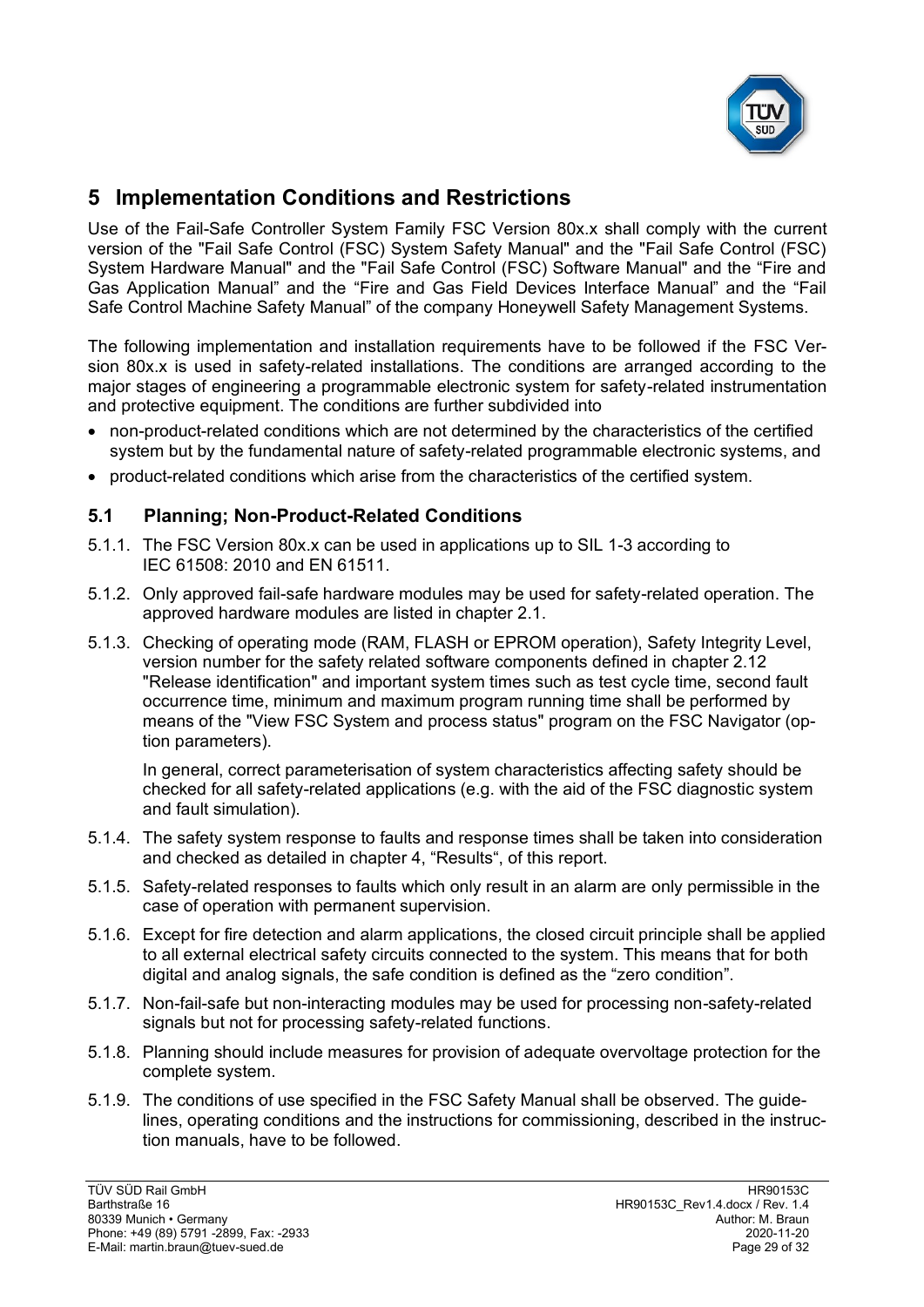# 5 Implementation Conditions and Restrictions

Use of the Fail-Safe Controller System Family FSC Version 80x.x shall comply with the current version of the "Fail Safe Control (FSC) System Safety Manual" and the "Fail Safe Control (FSC) System Hardware Manual" and the "Fail Safe Control (FSC) Software Manual" and the “Fire and Gas Application Manual” and the “Fire and Gas Field Devices Interface Manual” and the “Fail Safe Control Machine Safety Manual” of the company Honeywell Safety Management Systems.

The following implementation and installation requirements have to be followed if the FSC Version 80x.x is used in safety-related installations. The conditions are arranged according to the major stages of engineering a programmable electronic system for safety-related instrumentation and protective equipment. The conditions are further subdivided into

- non-product-related conditions which are not determined by the characteristics of the certified system but by the fundamental nature of safety-related programmable electronic systems, and
- product-related conditions which arise from the characteristics of the certified system.

## 5.1 Planning; Non-Product-Related Conditions

5.1.1. The FSC Version 80x.x can be used in applications up to SIL 1-3 according to IEC 61508: 2010 and EN 61511.

5.1.2. Only approved fail-safe hardware modules may be used for safety-related operation. The approved hardware modules are listed in chapter 2.1.

5.1.3. Checking of operating mode (RAM, FLASH or EPROM operation), Safety Integrity Level, version number for the safety related software components defined in chapter 2.12 "Release identification" and important system times such as test cycle time, second fault occurrence time, minimum and maximum program running time shall be performed by means of the "View FSC System and process status" program on the FSC Navigator (option parameters).

In general, correct parameterisation of system characteristics affecting safety should be checked for all safety-related applications (e.g. with the aid of the FSC diagnostic system and fault simulation).

5.1.4. The safety system response to faults and response times shall be taken into consideration and checked as detailed in chapter 4, “Results“, of this report.

5.1.5. Safety-related responses to faults which only result in an alarm are only permissible in the case of operation with permanent supervision.

5.1.6. Except for fire detection and alarm applications, the closed circuit principle shall be applied to all external electrical safety circuits connected to the system. This means that for both digital and analog signals, the safe condition is defined as the “zero condition”.

5.1.7. Non-fail-safe but non-interacting modules may be used for processing non-safety-related signals but not for processing safety-related functions.

5.1.8. Planning should include measures for provision of adequate overvoltage protection for the complete system.

5.1.9. The conditions of use specified in the FSC Safety Manual shall be observed. The guidelines, operating conditions and the instructions for commissioning, described in the instruction manuals, have to be followed.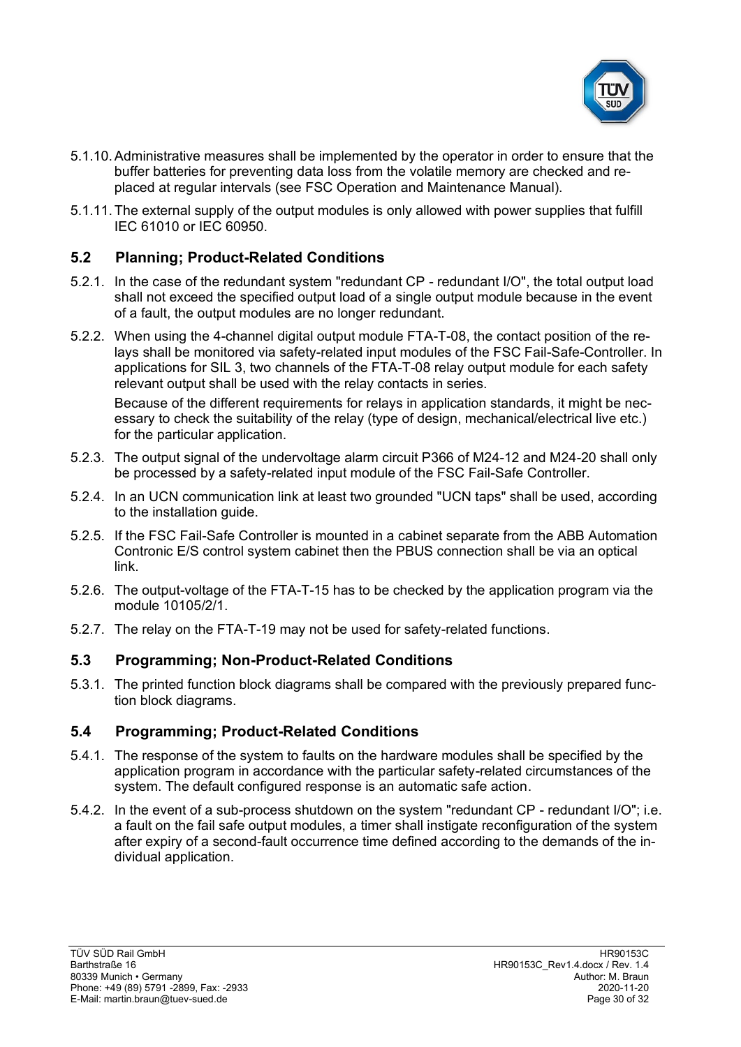5.1.10. Administrative measures shall be implemented by the operator in order to ensure that the buffer batteries for preventing data loss from the volatile memory are checked and replaced at regular intervals (see FSC Operation and Maintenance Manual).

5.1.11. The external supply of the output modules is only allowed with power supplies that fulfill IEC 61010 or IEC 60950.

## 5.2 Planning; Product-Related Conditions

5.2.1. In the case of the redundant system "redundant CP - redundant I/O", the total output load shall not exceed the specified output load of a single output module because in the event of a fault, the output modules are no longer redundant.

5.2.2. When using the 4-channel digital output module FTA-T-08, the contact position of the relays shall be monitored via safety-related input modules of the FSC Fail-Safe-Controller. In applications for SIL 3, two channels of the FTA-T-08 relay output module for each safety relevant output shall be used with the relay contacts in series.

Because of the different requirements for relays in application standards, it might be necessary to check the suitability of the relay (type of design, mechanical/electrical live etc.) for the particular application.

5.2.3. The output signal of the undervoltage alarm circuit P366 of M24-12 and M24-20 shall only be processed by a safety-related input module of the FSC Fail-Safe Controller.

5.2.4. In an UCN communication link at least two grounded "UCN taps" shall be used, according to the installation guide.

5.2.5. If the FSC Fail-Safe Controller is mounted in a cabinet separate from the ABB Automation Contronic E/S control system cabinet then the PBUS connection shall be via an optical link.

5.2.6. The output-voltage of the FTA-T-15 has to be checked by the application program via the module 10105/2/1.

5.2.7. The relay on the FTA-T-19 may not be used for safety-related functions.

## 5.3 Programming; Non-Product-Related Conditions

5.3.1. The printed function block diagrams shall be compared with the previously prepared function block diagrams.

## 5.4 Programming; Product-Related Conditions

5.4.1. The response of the system to faults on the hardware modules shall be specified by the application program in accordance with the particular safety-related circumstances of the system. The default configured response is an automatic safe action.

5.4.2. In the event of a sub-process shutdown on the system "redundant CP - redundant I/O"; i.e. a fault on the fail safe output modules, a timer shall instigate reconfiguration of the system after expiry of a second-fault occurrence time defined according to the demands of the individual application.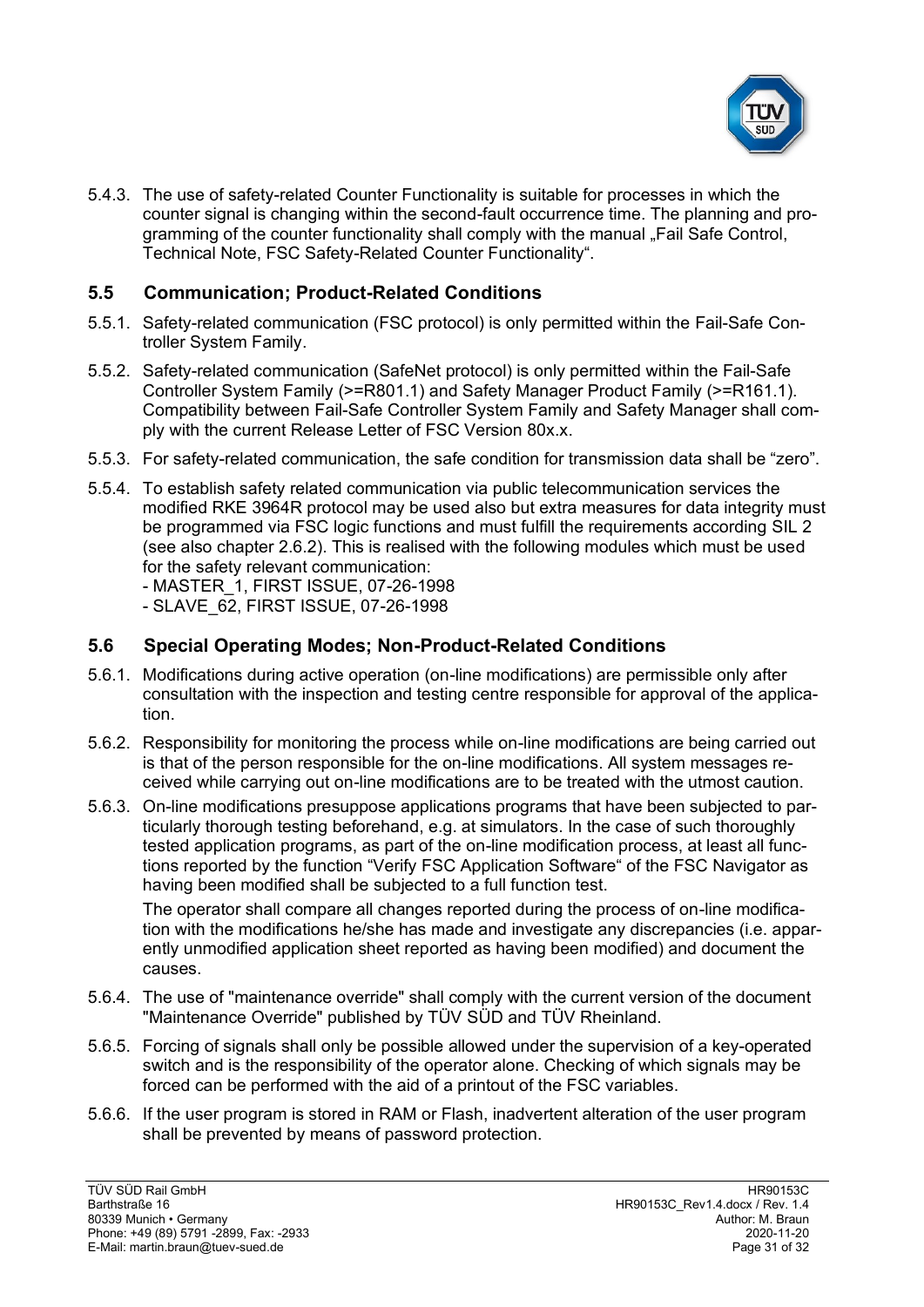5.4.3. The use of safety-related Counter Functionality is suitable for processes in which the counter signal is changing within the second-fault occurrence time. The planning and programming of the counter functionality shall comply with the manual „Fail Safe Control, Technical Note, FSC Safety-Related Counter Functionality".

## 5.5 Communication; Product-Related Conditions

5.5.1. Safety-related communication (FSC protocol) is only permitted within the Fail-Safe Controller System Family.

5.5.2. Safety-related communication (SafeNet protocol) is only permitted within the Fail-Safe Controller System Family (>=R801.1) and Safety Manager Product Family (>=R161.1). Compatibility between Fail-Safe Controller System Family and Safety Manager shall comply with the current Release Letter of FSC Version 80x.x.

5.5.3. For safety-related communication, the safe condition for transmission data shall be "zero".

5.5.4. To establish safety related communication via public telecommunication services the modified RKE 3964R protocol may be used also but extra measures for data integrity must be programmed via FSC logic functions and must fulfill the requirements according SIL 2 (see also chapter 2.6.2). This is realised with the following modules which must be used for the safety relevant communication:
- MASTER_1, FIRST ISSUE, 07-26-1998
- SLAVE_62, FIRST ISSUE, 07-26-1998

## 5.6 Special Operating Modes; Non-Product-Related Conditions

5.6.1. Modifications during active operation (on-line modifications) are permissible only after consultation with the inspection and testing centre responsible for approval of the application.

5.6.2. Responsibility for monitoring the process while on-line modifications are being carried out is that of the person responsible for the on-line modifications. All system messages received while carrying out on-line modifications are to be treated with the utmost caution.

5.6.3. On-line modifications presuppose applications programs that have been subjected to particularly thorough testing beforehand, e.g. at simulators. In the case of such thoroughly tested application programs, as part of the on-line modification process, at least all functions reported by the function "Verify FSC Application Software" of the FSC Navigator as having been modified shall be subjected to a full function test.

The operator shall compare all changes reported during the process of on-line modification with the modifications he/she has made and investigate any discrepancies (i.e. apparently unmodified application sheet reported as having been modified) and document the causes.

5.6.4. The use of "maintenance override" shall comply with the current version of the document "Maintenance Override" published by TÜV SÜD and TÜV Rheinland.

5.6.5. Forcing of signals shall only be possible allowed under the supervision of a key-operated switch and is the responsibility of the operator alone. Checking of which signals may be forced can be performed with the aid of a printout of the FSC variables.

5.6.6. If the user program is stored in RAM or Flash, inadvertent alteration of the user program shall be prevented by means of password protection.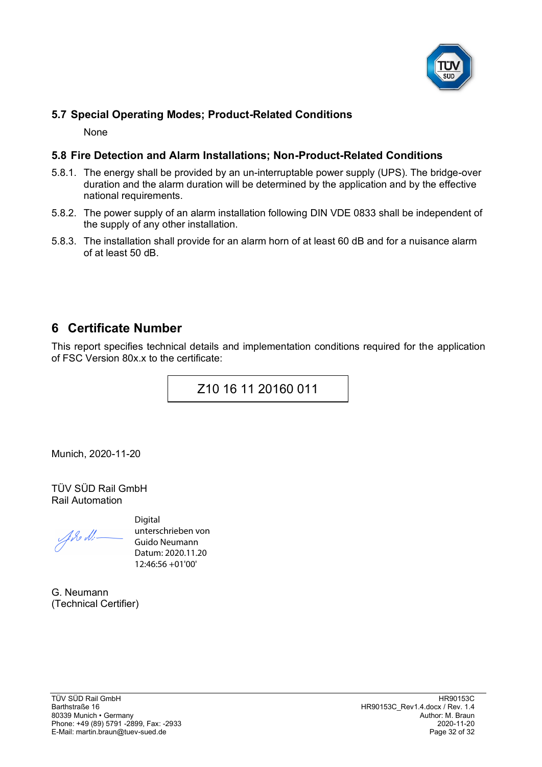## 5.7 Special Operating Modes; Product-Related Conditions

None

## 5.8 Fire Detection and Alarm Installations; Non-Product-Related Conditions

5.8.1. The energy shall be provided by an un-interruptable power supply (UPS). The bridge-over duration and the alarm duration will be determined by the application and by the effective national requirements.

5.8.2. The power supply of an alarm installation following DIN VDE 0833 shall be independent of the supply of any other installation.

5.8.3. The installation shall provide for an alarm horn of at least 60 dB and for a nuisance alarm of at least 50 dB.

# 6 Certificate Number

This report specifies technical details and implementation conditions required for the application of FSC Version 80x.x to the certificate:

**Z10 16 11 20160 011**

Munich, 2020-11-20

TÜV SÜD Rail GmbH
Rail Automation

Digital unterschrieben von Guido Neumann
Datum: 2020.11.20 12:46:56 +01'00'

G. Neumann
(Technical Certifier)

TÜV SÜD Rail GmbH
Barthstraße 16
80339 Munich • Germany
Phone: +49 (89) 5791 -2899, Fax: -2933
E-Mail: martin.braun@tuev-sued.de

HR90153C
HR90153C_Rev1.4.docx / Rev. 1.4
Author: M. Braun
2020-11-20